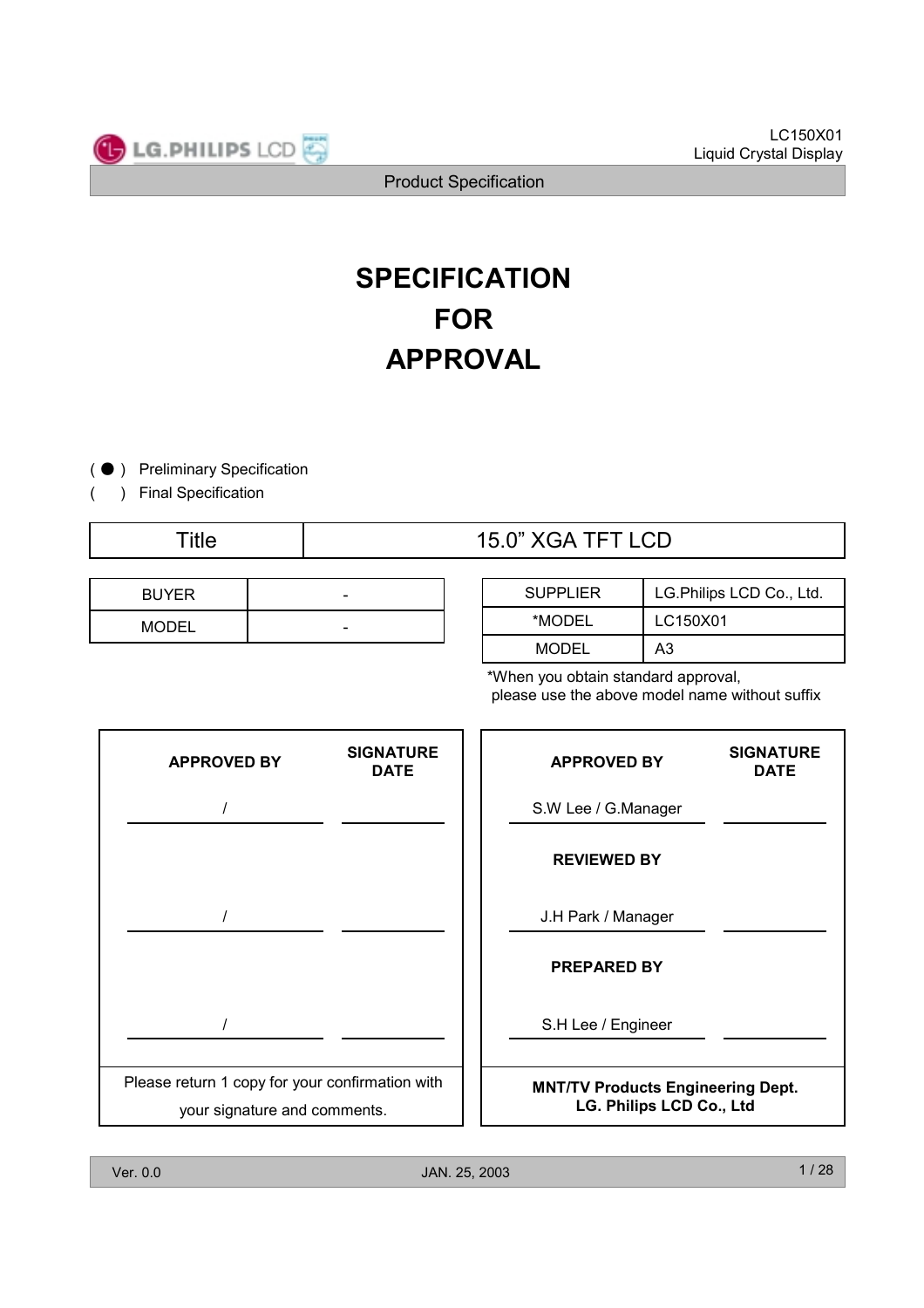# SPECIFICATION FOR APPROVAL

( ● ) Preliminary Specification
(   ) Final Specification

| Title | 15.0" XGA TFT LCD |
|---|---|

| BUYER | - |
|---|---|
| MODEL | - |

| SUPPLIER | LG.Philips LCD Co., Ltd. |
|---|---|
| *MODEL | LC150X01 |
| MODEL | A3 |

*When you obtain standard approval, please use the above model name without suffix

| APPROVED BY | SIGNATURE DATE |
|---|---|
| / | |
| / | |
| / | |
| Please return 1 copy for your confirmation with your signature and comments. | |

| APPROVED BY | SIGNATURE DATE |
|---|---|
| S.W Lee / G.Manager | |
| **REVIEWED BY** | |
| J.H Park / Manager | |
| **PREPARED BY** | |
| S.H Lee / Engineer | |
| **MNT/TV Products Engineering Dept. LG. Philips LCD Co., Ltd** | |

Ver. 0.0 JAN. 25, 2003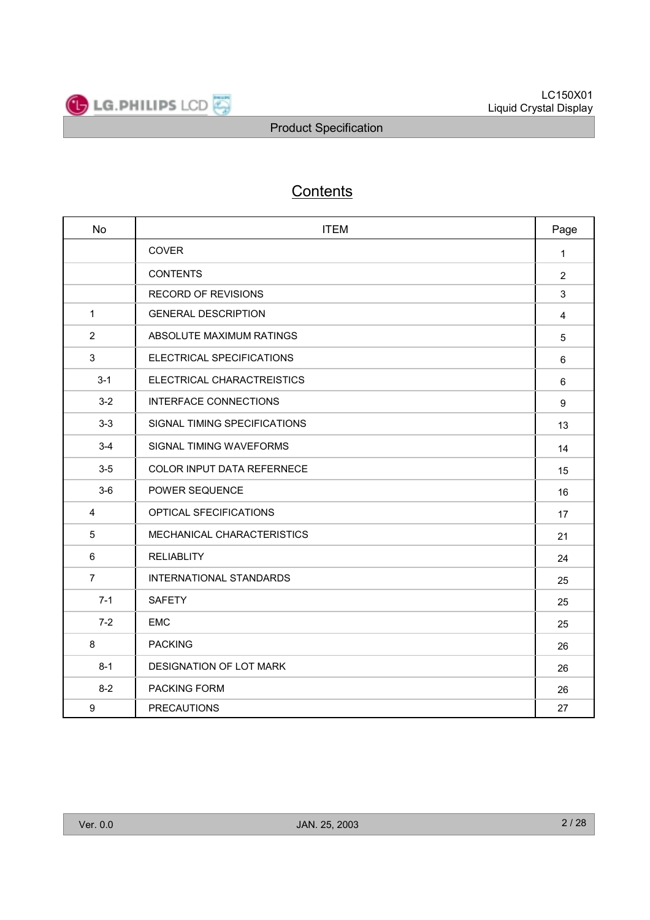# Contents

| No | ITEM | Page |
|---|---|---|
| | COVER | 1 |
| | CONTENTS | 2 |
| | RECORD OF REVISIONS | 3 |
| 1 | GENERAL DESCRIPTION | 4 |
| 2 | ABSOLUTE MAXIMUM RATINGS | 5 |
| 3 | ELECTRICAL SPECIFICATIONS | 6 |
| 3-1 | ELECTRICAL CHARACTREISTICS | 6 |
| 3-2 | INTERFACE CONNECTIONS | 9 |
| 3-3 | SIGNAL TIMING SPECIFICATIONS | 13 |
| 3-4 | SIGNAL TIMING WAVEFORMS | 14 |
| 3-5 | COLOR INPUT DATA REFERNECE | 15 |
| 3-6 | POWER SEQUENCE | 16 |
| 4 | OPTICAL SFECIFICATIONS | 17 |
| 5 | MECHANICAL CHARACTERISTICS | 21 |
| 6 | RELIABLITY | 24 |
| 7 | INTERNATIONAL STANDARDS | 25 |
| 7-1 | SAFETY | 25 |
| 7-2 | EMC | 25 |
| 8 | PACKING | 26 |
| 8-1 | DESIGNATION OF LOT MARK | 26 |
| 8-2 | PACKING FORM | 26 |
| 9 | PRECAUTIONS | 27 |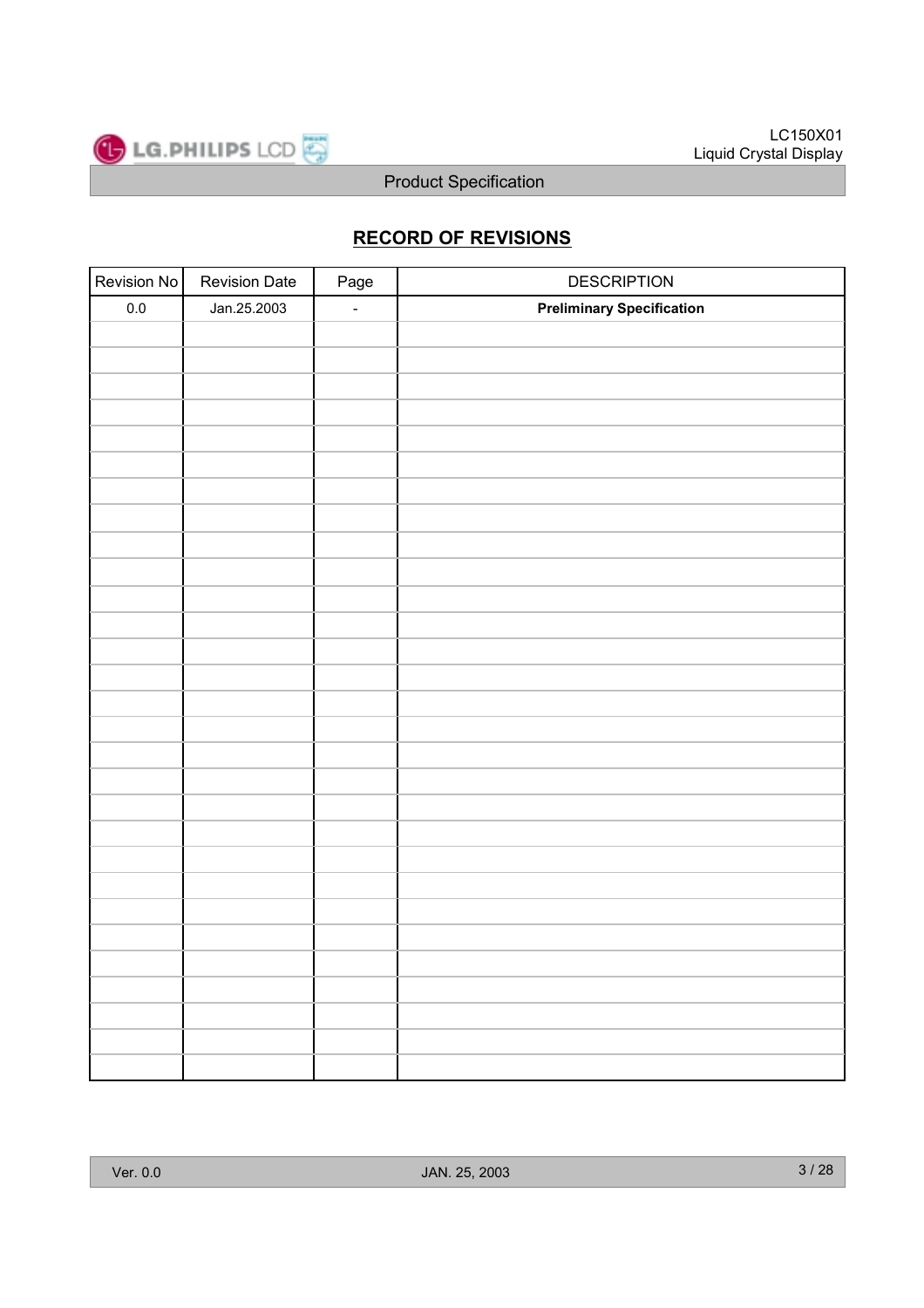## RECORD OF REVISIONS

| Revision No | Revision Date | Page | DESCRIPTION |
|---|---|---|---|
| 0.0 | Jan.25.2003 | - | **Preliminary Specification** |
| | | | |
| | | | |
| | | | |
| | | | |
| | | | |
| | | | |
| | | | |
| | | | |
| | | | |
| | | | |
| | | | |
| | | | |
| | | | |
| | | | |
| | | | |
| | | | |
| | | | |
| | | | |
| | | | |
| | | | |
| | | | |
| | | | |
| | | | |
| | | | |
| | | | |
| | | | |
| | | | |
| | | | |
| | | | |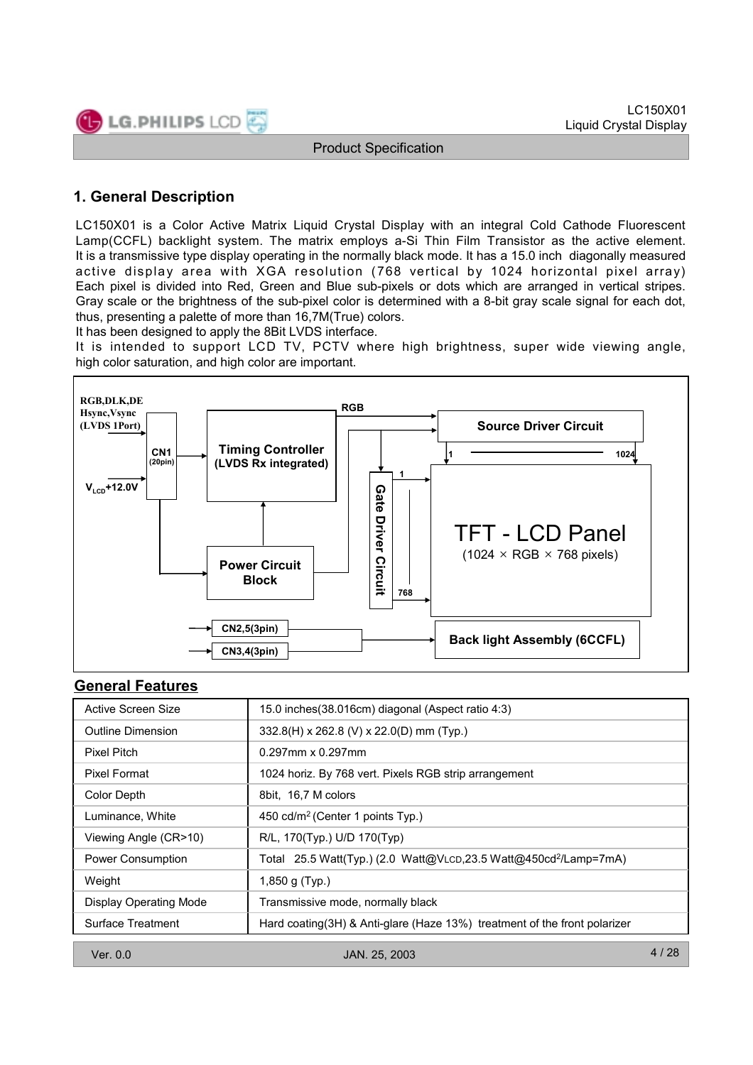# 1. General Description

LC150X01 is a Color Active Matrix Liquid Crystal Display with an integral Cold Cathode Fluorescent Lamp(CCFL) backlight system. The matrix employs a-Si Thin Film Transistor as the active element. It is a transmissive type display operating in the normally black mode. It has a 15.0 inch diagonally measured active display area with XGA resolution (768 vertical by 1024 horizontal pixel array) Each pixel is divided into Red, Green and Blue sub-pixels or dots which are arranged in vertical stripes. Gray scale or the brightness of the sub-pixel color is determined with a 8-bit gray scale signal for each dot, thus, presenting a palette of more than 16,7M(True) colors.

It has been designed to apply the 8Bit LVDS interface.

It is intended to support LCD TV, PCTV where high brightness, super wide viewing angle, high color saturation, and high color are important.

RGB,DLK,DE Hsync,Vsync (LVDS 1Port)

$V_{LCD}$+12.0V

CN1 (20pin)

Timing Controller (LVDS Rx integrated)

Power Circuit Block

RGB

Source Driver Circuit

1 — 1024

Gate Driver Circuit

1 — 768

TFT - LCD Panel (1024 × RGB × 768 pixels)

CN2,5(3pin)

CN3,4(3pin)

Back light Assembly (6CCFL)

## General Features

| | |
|---|---|
| Active Screen Size | 15.0 inches(38.016cm) diagonal (Aspect ratio 4:3) |
| Outline Dimension | 332.8(H) x 262.8 (V) x 22.0(D) mm (Typ.) |
| Pixel Pitch | 0.297mm x 0.297mm |
| Pixel Format | 1024 horiz. By 768 vert. Pixels RGB strip arrangement |
| Color Depth | 8bit, 16,7 M colors |
| Luminance, White | 450 cd/m$^2$ (Center 1 points Typ.) |
| Viewing Angle (CR>10) | R/L, 170(Typ.) U/D 170(Typ) |
| Power Consumption | Total 25.5 Watt(Typ.) (2.0 Watt@$V_{LCD}$,23.5 Watt@450cd$^2$/Lamp=7mA) |
| Weight | 1,850 g (Typ.) |
| Display Operating Mode | Transmissive mode, normally black |
| Surface Treatment | Hard coating(3H) & Anti-glare (Haze 13%) treatment of the front polarizer |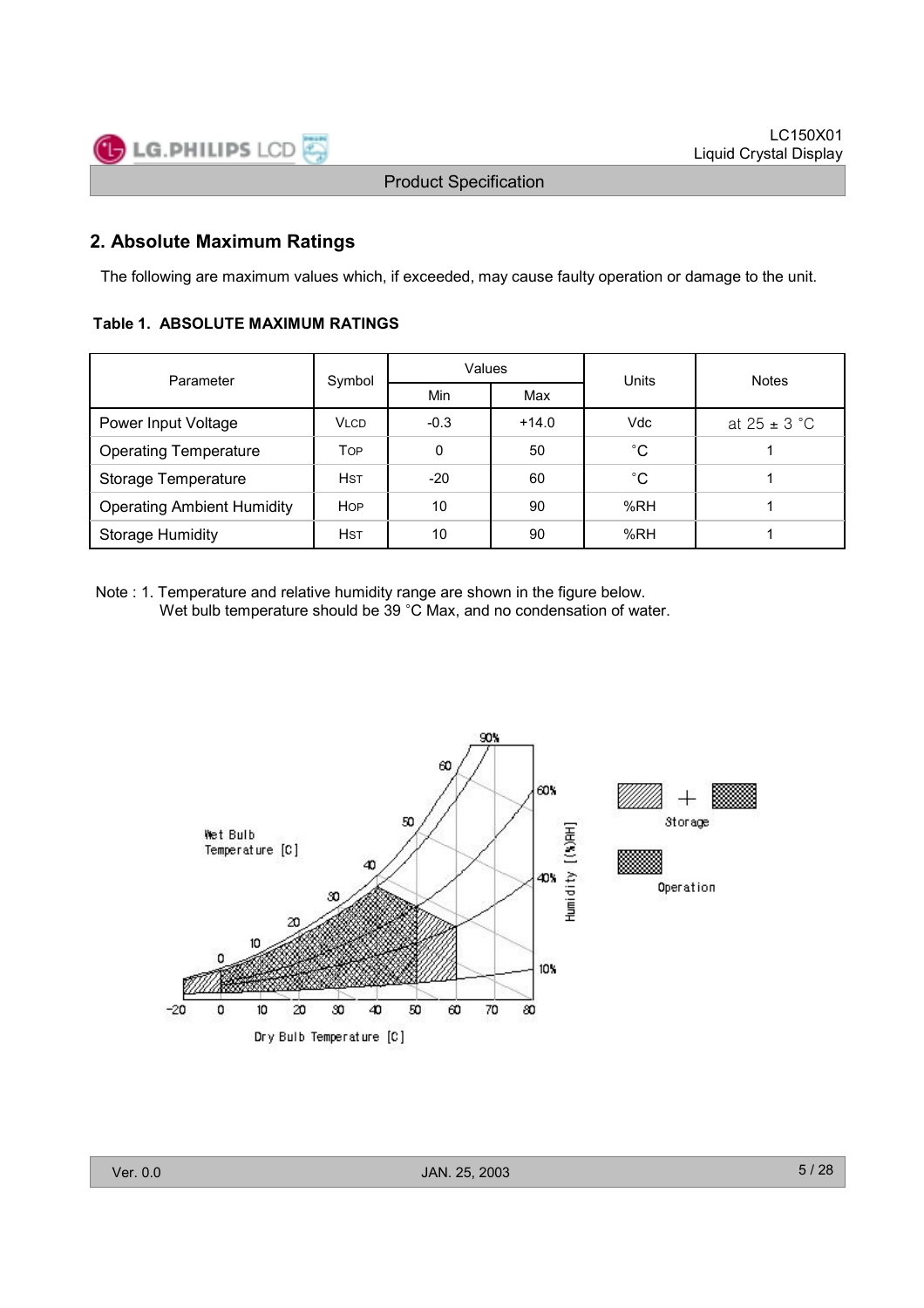## 2. Absolute Maximum Ratings

The following are maximum values which, if exceeded, may cause faulty operation or damage to the unit.

**Table 1. ABSOLUTE MAXIMUM RATINGS**

| Parameter | Symbol | Values | | Units | Notes |
|---|---|---|---|---|---|
| | | Min | Max | | |
| Power Input Voltage | VLCD | -0.3 | +14.0 | Vdc | at 25 ± 3 °C |
| Operating Temperature | TOP | 0 | 50 | °C | 1 |
| Storage Temperature | HST | -20 | 60 | °C | 1 |
| Operating Ambient Humidity | HOP | 10 | 90 | %RH | 1 |
| Storage Humidity | HST | 10 | 90 | %RH | 1 |

Note : 1. Temperature and relative humidity range are shown in the figure below.
Wet bulb temperature should be 39 °C Max, and no condensation of water.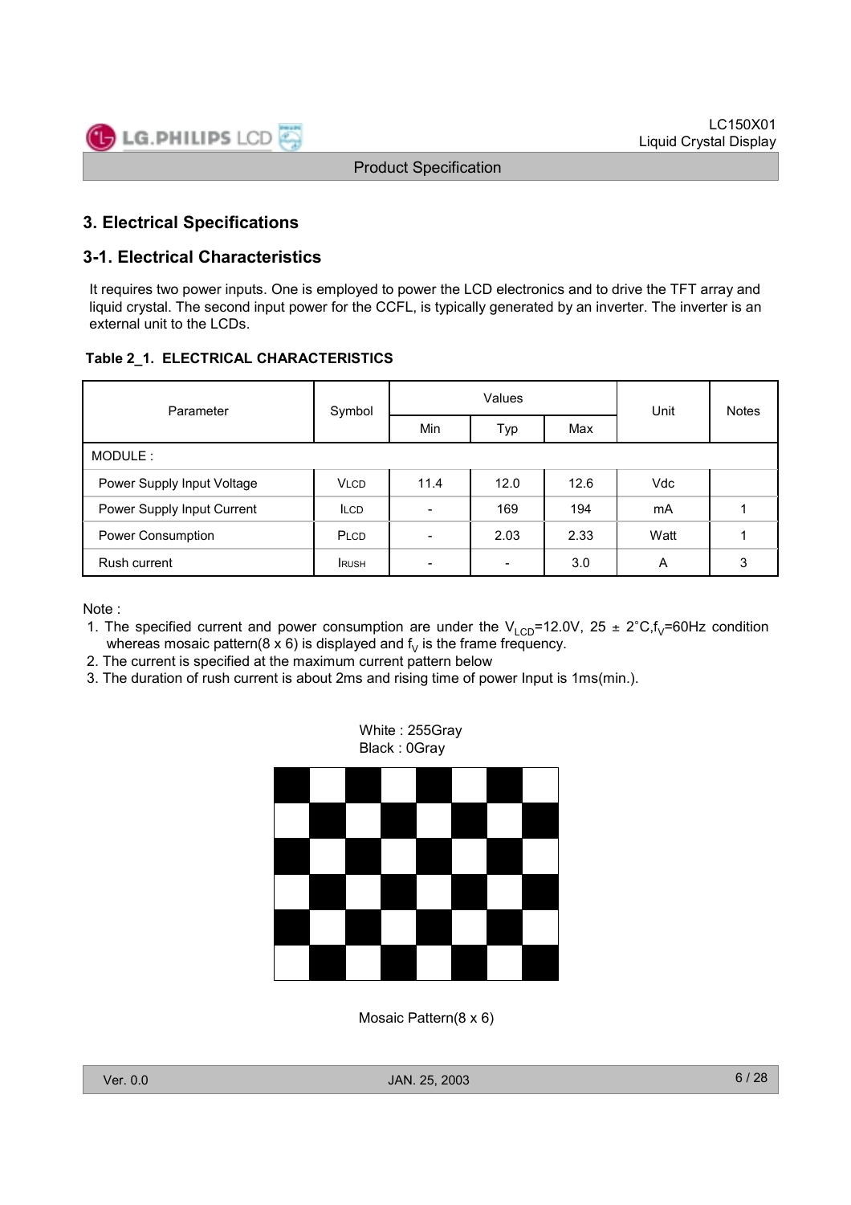# 3. Electrical Specifications

## 3-1. Electrical Characteristics

It requires two power inputs. One is employed to power the LCD electronics and to drive the TFT array and liquid crystal. The second input power for the CCFL, is typically generated by an inverter. The inverter is an external unit to the LCDs.

**Table 2_1. ELECTRICAL CHARACTERISTICS**

| Parameter | Symbol | Values | | | Unit | Notes |
|---|---|---|---|---|---|---|
| | | Min | Typ | Max | | |
| MODULE : | | | | | | |
| Power Supply Input Voltage | $V_{LCD}$ | 11.4 | 12.0 | 12.6 | Vdc | |
| Power Supply Input Current | $I_{LCD}$ | - | 169 | 194 | mA | 1 |
| Power Consumption | $P_{LCD}$ | - | 2.03 | 2.33 | Watt | 1 |
| Rush current | $I_{RUSH}$ | - | - | 3.0 | A | 3 |

Note :

1. The specified current and power consumption are under the $V_{LCD}$=12.0V, 25 ± 2°C,$f_V$=60Hz condition whereas mosaic pattern(8 x 6) is displayed and $f_V$ is the frame frequency.
2. The current is specified at the maximum current pattern below
3. The duration of rush current is about 2ms and rising time of power Input is 1ms(min.).

White : 255Gray
Black : 0Gray

Mosaic Pattern(8 x 6)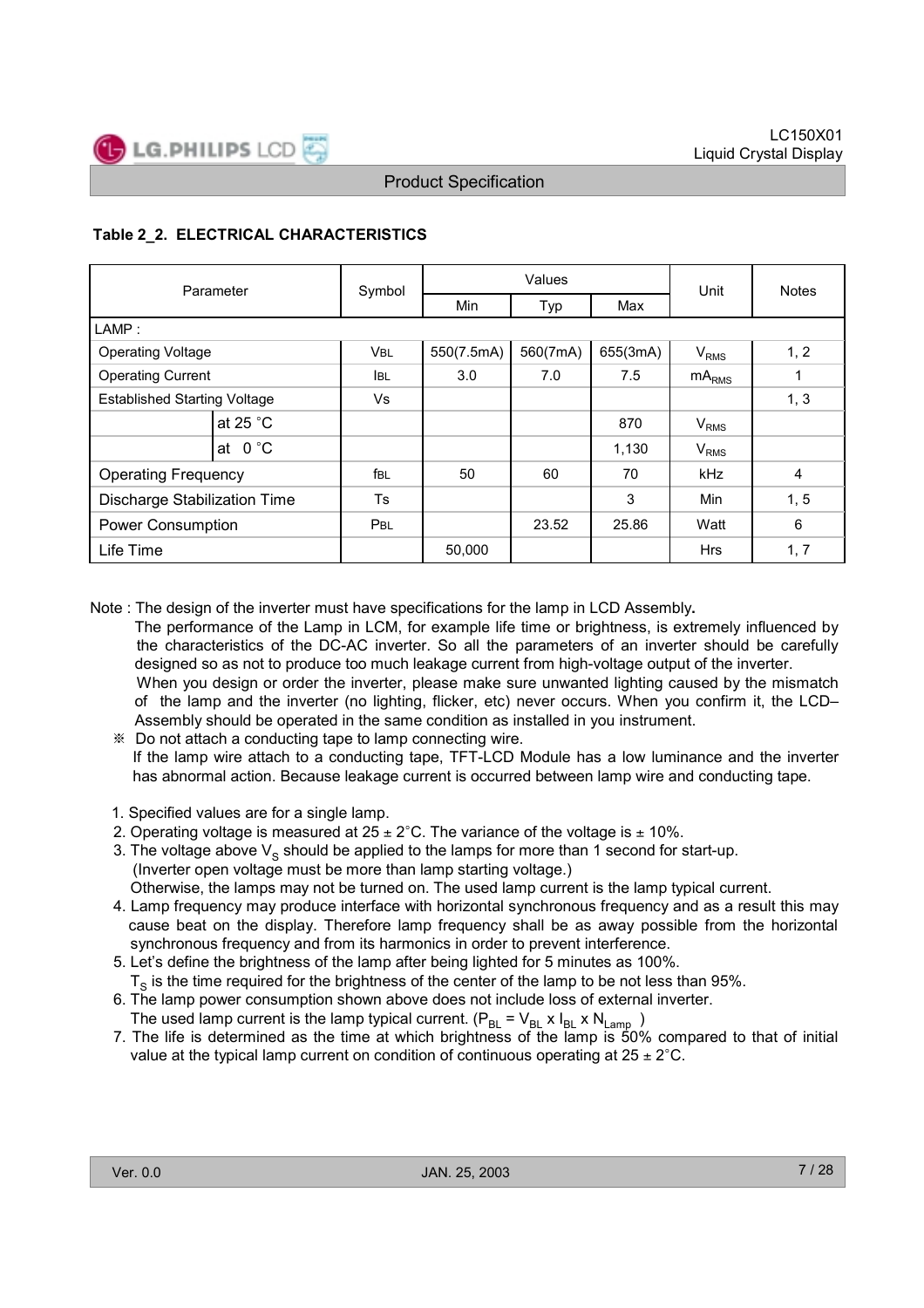**Table 2_2. ELECTRICAL CHARACTERISTICS**

| Parameter | | Symbol | Values | | | Unit | Notes |
|---|---|---|---|---|---|---|---|
| | | | Min | Typ | Max | | |
| LAMP : | | | | | | | |
| Operating Voltage | | VBL | 550(7.5mA) | 560(7mA) | 655(3mA) | $V_{RMS}$ | 1, 2 |
| Operating Current | | IBL | 3.0 | 7.0 | 7.5 | $mA_{RMS}$ | 1 |
| Established Starting Voltage | | Vs | | | | | 1, 3 |
| | at 25 °C | | | | 870 | $V_{RMS}$ | |
| | at 0 °C | | | | 1,130 | $V_{RMS}$ | |
| Operating Frequency | | fBL | 50 | 60 | 70 | kHz | 4 |
| Discharge Stabilization Time | | Ts | | | 3 | Min | 1, 5 |
| Power Consumption | | PBL | | 23.52 | 25.86 | Watt | 6 |
| Life Time | | | 50,000 | | | Hrs | 1, 7 |

Note : The design of the inverter must have specifications for the lamp in LCD Assembly**.**
The performance of the Lamp in LCM, for example life time or brightness, is extremely influenced by the characteristics of the DC-AC inverter. So all the parameters of an inverter should be carefully designed so as not to produce too much leakage current from high-voltage output of the inverter.
When you design or order the inverter, please make sure unwanted lighting caused by the mismatch of the lamp and the inverter (no lighting, flicker, etc) never occurs. When you confirm it, the LCD–Assembly should be operated in the same condition as installed in you instrument.
※ Do not attach a conducting tape to lamp connecting wire.
If the lamp wire attach to a conducting tape, TFT-LCD Module has a low luminance and the inverter has abnormal action. Because leakage current is occurred between lamp wire and conducting tape.

1. Specified values are for a single lamp.
2. Operating voltage is measured at 25 ± 2°C. The variance of the voltage is ± 10%.
3. The voltage above $V_S$ should be applied to the lamps for more than 1 second for start-up. (Inverter open voltage must be more than lamp starting voltage.) Otherwise, the lamps may not be turned on. The used lamp current is the lamp typical current.
4. Lamp frequency may produce interface with horizontal synchronous frequency and as a result this may cause beat on the display. Therefore lamp frequency shall be as away possible from the horizontal synchronous frequency and from its harmonics in order to prevent interference.
5. Let's define the brightness of the lamp after being lighted for 5 minutes as 100%. $T_S$ is the time required for the brightness of the center of the lamp to be not less than 95%.
6. The lamp power consumption shown above does not include loss of external inverter. The used lamp current is the lamp typical current. ($P_{BL} = V_{BL} \times I_{BL} \times N_{Lamp}$ )
7. The life is determined as the time at which brightness of the lamp is 50% compared to that of initial value at the typical lamp current on condition of continuous operating at 25 ± 2°C.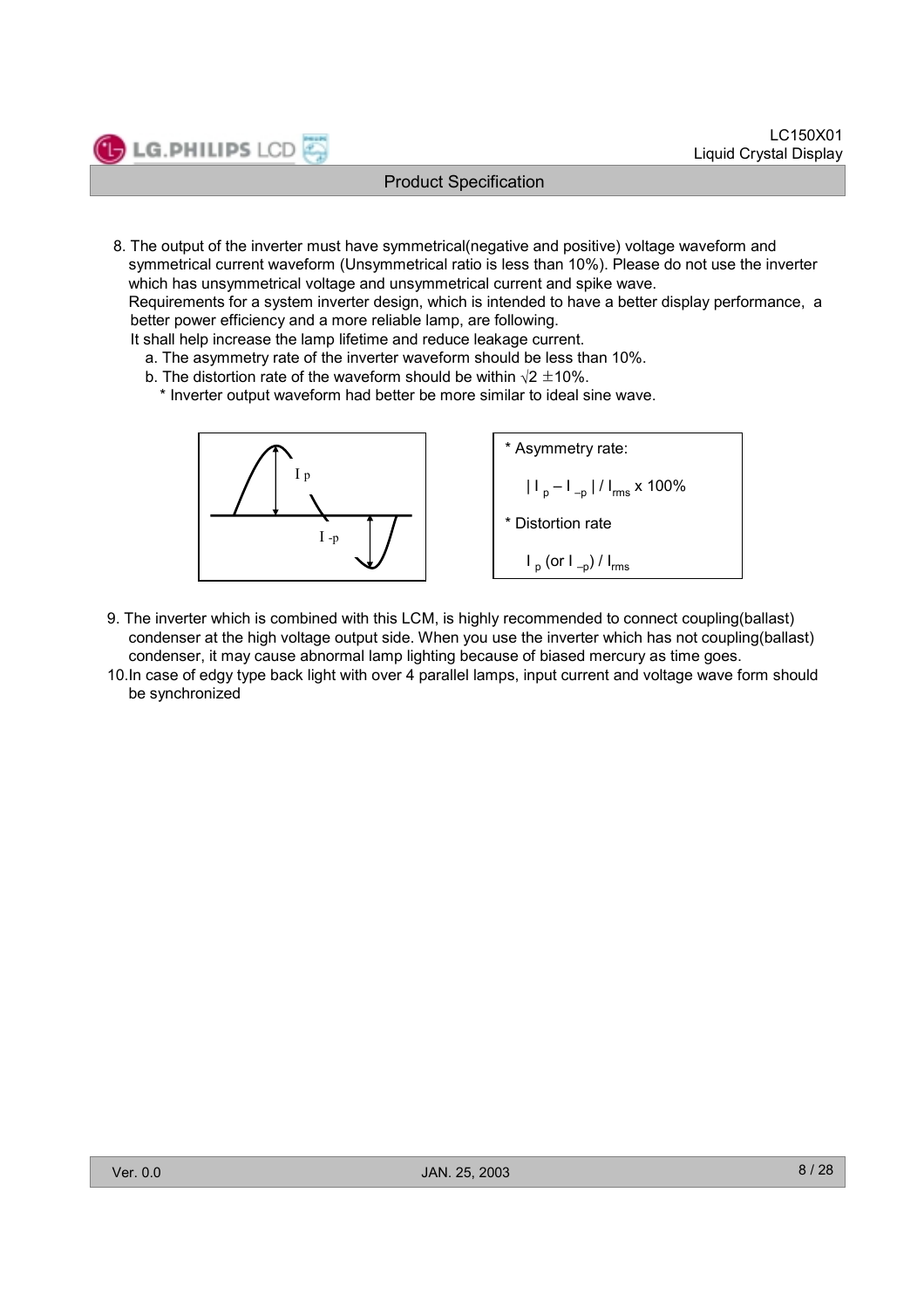8. The output of the inverter must have symmetrical(negative and positive) voltage waveform and symmetrical current waveform (Unsymmetrical ratio is less than 10%). Please do not use the inverter which has unsymmetrical voltage and unsymmetrical current and spike wave.
   Requirements for a system inverter design, which is intended to have a better display performance, a better power efficiency and a more reliable lamp, are following.
   It shall help increase the lamp lifetime and reduce leakage current.
   a. The asymmetry rate of the inverter waveform should be less than 10%.
   b. The distortion rate of the waveform should be within $\sqrt{2} \pm 10\%$.
      * Inverter output waveform had better be more similar to ideal sine wave.

* Asymmetry rate:

$$| I_{p} - I_{-p} | / I_{rms} \times 100\%$$

* Distortion rate

$$I_{p} \text{ (or } I_{-p}) / I_{rms}$$

9. The inverter which is combined with this LCM, is highly recommended to connect coupling(ballast) condenser at the high voltage output side. When you use the inverter which has not coupling(ballast) condenser, it may cause abnormal lamp lighting because of biased mercury as time goes.
10. In case of edgy type back light with over 4 parallel lamps, input current and voltage wave form should be synchronized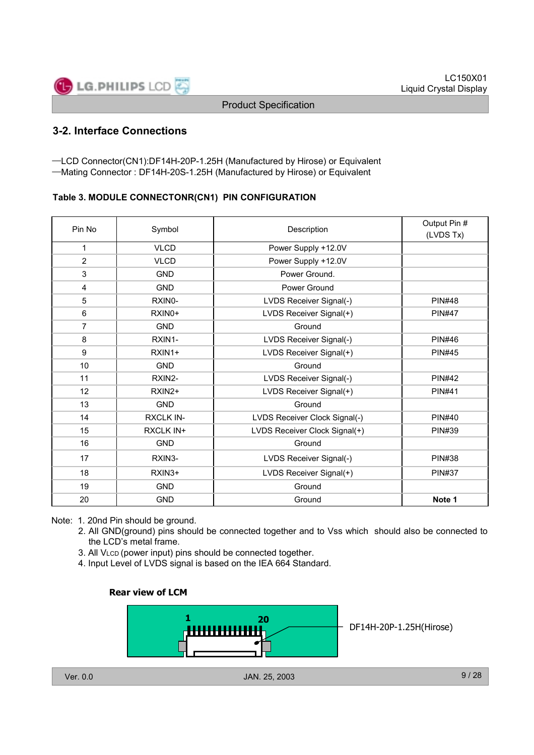## 3-2. Interface Connections

—LCD Connector(CN1):DF14H-20P-1.25H (Manufactured by Hirose) or Equivalent
—Mating Connector : DF14H-20S-1.25H (Manufactured by Hirose) or Equivalent

**Table 3. MODULE CONNECTONR(CN1) PIN CONFIGURATION**

| Pin No | Symbol | Description | Output Pin # (LVDS Tx) |
|---|---|---|---|
| 1 | VLCD | Power Supply +12.0V | |
| 2 | VLCD | Power Supply +12.0V | |
| 3 | GND | Power Ground. | |
| 4 | GND | Power Ground | |
| 5 | RXIN0- | LVDS Receiver Signal(-) | PIN#48 |
| 6 | RXIN0+ | LVDS Receiver Signal(+) | PIN#47 |
| 7 | GND | Ground | |
| 8 | RXIN1- | LVDS Receiver Signal(-) | PIN#46 |
| 9 | RXIN1+ | LVDS Receiver Signal(+) | PIN#45 |
| 10 | GND | Ground | |
| 11 | RXIN2- | LVDS Receiver Signal(-) | PIN#42 |
| 12 | RXIN2+ | LVDS Receiver Signal(+) | PIN#41 |
| 13 | GND | Ground | |
| 14 | RXCLK IN- | LVDS Receiver Clock Signal(-) | PIN#40 |
| 15 | RXCLK IN+ | LVDS Receiver Clock Signal(+) | PIN#39 |
| 16 | GND | Ground | |
| 17 | RXIN3- | LVDS Receiver Signal(-) | PIN#38 |
| 18 | RXIN3+ | LVDS Receiver Signal(+) | PIN#37 |
| 19 | GND | Ground | |
| 20 | GND | Ground | **Note 1** |

Note: 1. 20nd Pin should be ground.
2. All GND(ground) pins should be connected together and to Vss which should also be connected to the LCD's metal frame.
3. All $V_{LCD}$ (power input) pins should be connected together.
4. Input Level of LVDS signal is based on the IEA 664 Standard.

**Rear view of LCM**

1 20

DF14H-20P-1.25H(Hirose)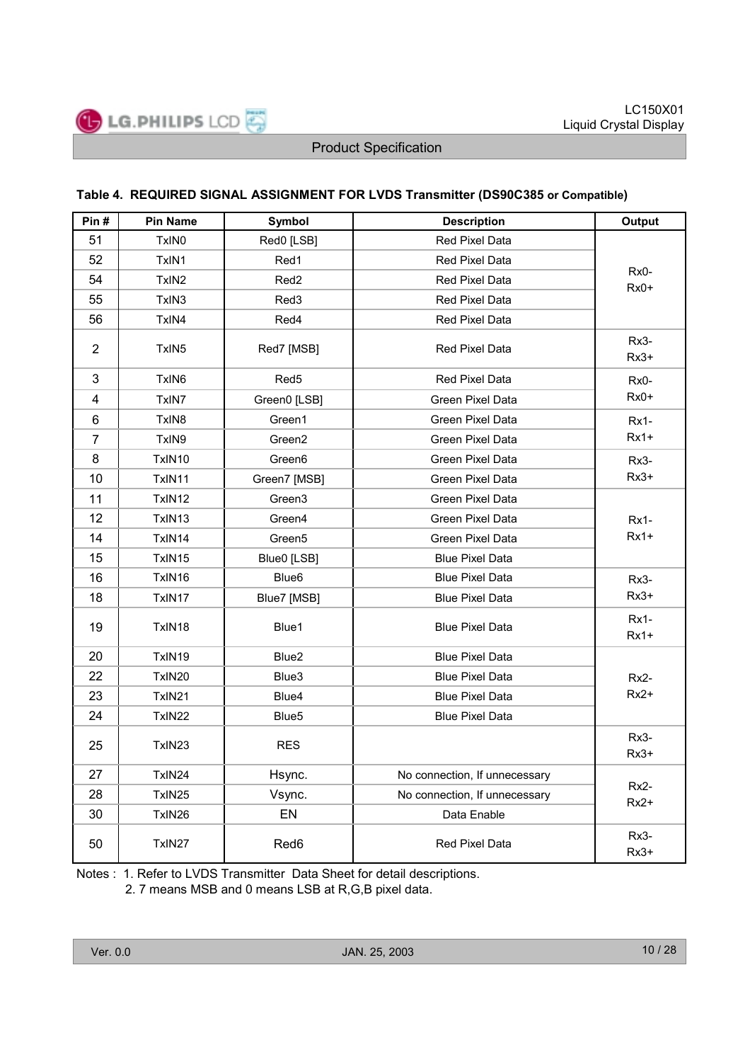### Table 4. REQUIRED SIGNAL ASSIGNMENT FOR LVDS Transmitter (DS90C385 or Compatible)

| Pin # | Pin Name | Symbol | Description | Output |
|---|---|---|---|---|
| 51 | TxIN0 | Red0 [LSB] | Red Pixel Data | Rx0- Rx0+ |
| 52 | TxIN1 | Red1 | Red Pixel Data | |
| 54 | TxIN2 | Red2 | Red Pixel Data | |
| 55 | TxIN3 | Red3 | Red Pixel Data | |
| 56 | TxIN4 | Red4 | Red Pixel Data | |
| 2 | TxIN5 | Red7 [MSB] | Red Pixel Data | Rx3- Rx3+ |
| 3 | TxIN6 | Red5 | Red Pixel Data | Rx0- Rx0+ |
| 4 | TxIN7 | Green0 [LSB] | Green Pixel Data | |
| 6 | TxIN8 | Green1 | Green Pixel Data | Rx1- Rx1+ |
| 7 | TxIN9 | Green2 | Green Pixel Data | |
| 8 | TxIN10 | Green6 | Green Pixel Data | Rx3- Rx3+ |
| 10 | TxIN11 | Green7 [MSB] | Green Pixel Data | |
| 11 | TxIN12 | Green3 | Green Pixel Data | Rx1- Rx1+ |
| 12 | TxIN13 | Green4 | Green Pixel Data | |
| 14 | TxIN14 | Green5 | Green Pixel Data | |
| 15 | TxIN15 | Blue0 [LSB] | Blue Pixel Data | |
| 16 | TxIN16 | Blue6 | Blue Pixel Data | Rx3- Rx3+ |
| 18 | TxIN17 | Blue7 [MSB] | Blue Pixel Data | |
| 19 | TxIN18 | Blue1 | Blue Pixel Data | Rx1- Rx1+ |
| 20 | TxIN19 | Blue2 | Blue Pixel Data | Rx2- Rx2+ |
| 22 | TxIN20 | Blue3 | Blue Pixel Data | |
| 23 | TxIN21 | Blue4 | Blue Pixel Data | |
| 24 | TxIN22 | Blue5 | Blue Pixel Data | |
| 25 | TxIN23 | RES | | Rx3- Rx3+ |
| 27 | TxIN24 | Hsync. | No connection, If unnecessary | Rx2- Rx2+ |
| 28 | TxIN25 | Vsync. | No connection, If unnecessary | |
| 30 | TxIN26 | EN | Data Enable | |
| 50 | TxIN27 | Red6 | Red Pixel Data | Rx3- Rx3+ |

Notes : 1. Refer to LVDS Transmitter Data Sheet for detail descriptions.
2. 7 means MSB and 0 means LSB at R,G,B pixel data.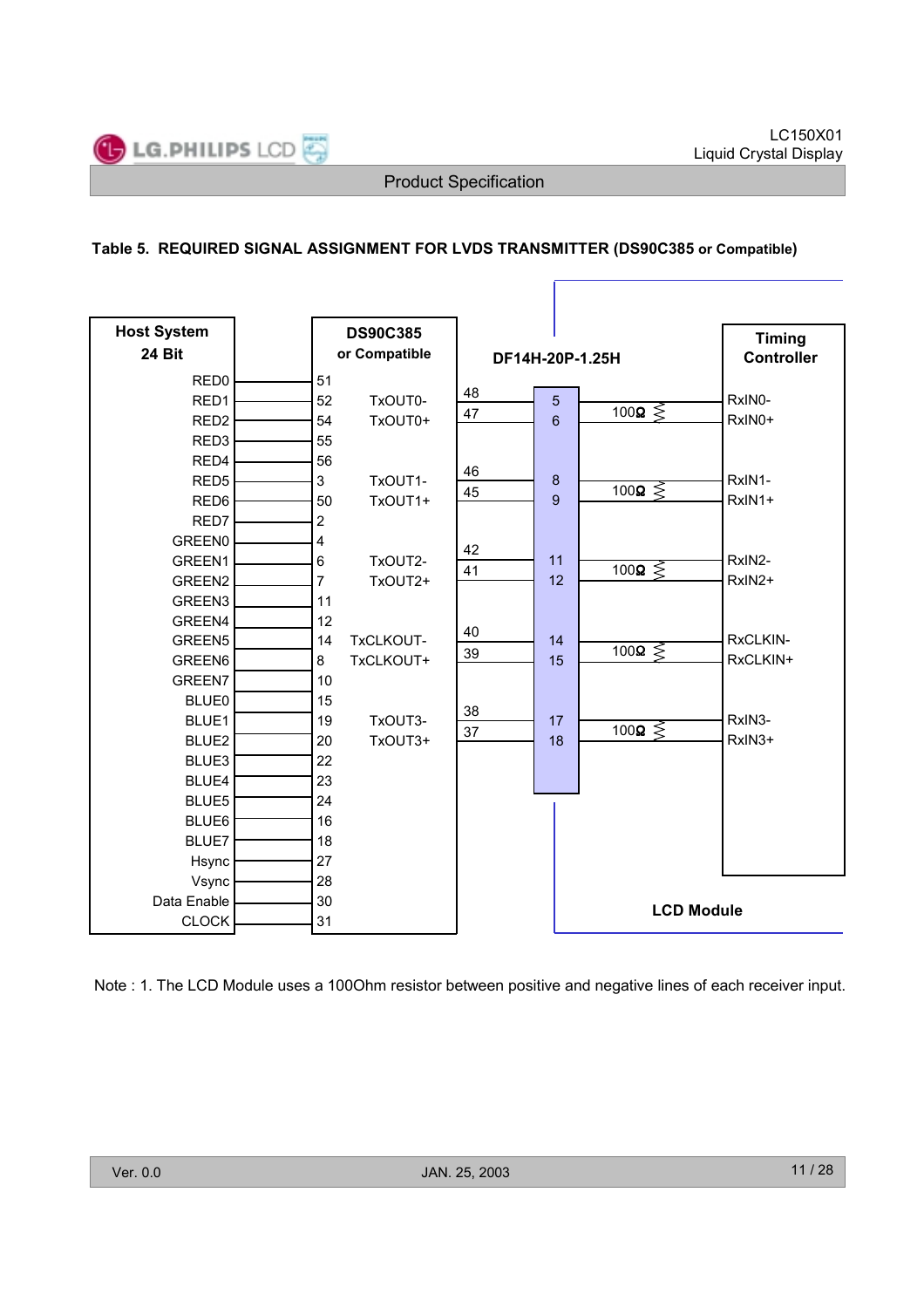### Table 5. REQUIRED SIGNAL ASSIGNMENT FOR LVDS TRANSMITTER (DS90C385 or Compatible)

| Host System 24 Bit | DS90C385 or Compatible Pin | DS90C385 Output | DS90C385 Output Pin | DF14H-20P-1.25H Pin | Termination | Timing Controller (LCD Module) |
|---|---|---|---|---|---|---|
| RED0 | 51 | | | | | |
| RED1 | 52 | TxOUT0- | 48 | 5 | 100Ω | RxIN0- |
| RED2 | 54 | TxOUT0+ | 47 | 6 | | RxIN0+ |
| RED3 | 55 | | | | | |
| RED4 | 56 | | | | | |
| RED5 | 3 | TxOUT1- | 46 | 8 | 100Ω | RxIN1- |
| RED6 | 50 | TxOUT1+ | 45 | 9 | | RxIN1+ |
| RED7 | 2 | | | | | |
| GREEN0 | 4 | | | | | |
| GREEN1 | 6 | TxOUT2- | 42 | 11 | 100Ω | RxIN2- |
| GREEN2 | 7 | TxOUT2+ | 41 | 12 | | RxIN2+ |
| GREEN3 | 11 | | | | | |
| GREEN4 | 12 | | | | | |
| GREEN5 | 14 | TxCLKOUT- | 40 | 14 | 100Ω | RxCLKIN- |
| GREEN6 | 8 | TxCLKOUT+ | 39 | 15 | | RxCLKIN+ |
| GREEN7 | 10 | | | | | |
| BLUE0 | 15 | | | | | |
| BLUE1 | 19 | TxOUT3- | 38 | 17 | 100Ω | RxIN3- |
| BLUE2 | 20 | TxOUT3+ | 37 | 18 | | RxIN3+ |
| BLUE3 | 22 | | | | | |
| BLUE4 | 23 | | | | | |
| BLUE5 | 24 | | | | | |
| BLUE6 | 16 | | | | | |
| BLUE7 | 18 | | | | | |
| Hsync | 27 | | | | | |
| Vsync | 28 | | | | | |
| Data Enable | 30 | | | | | |
| CLOCK | 31 | | | | | |

Note : 1. The LCD Module uses a 100Ohm resistor between positive and negative lines of each receiver input.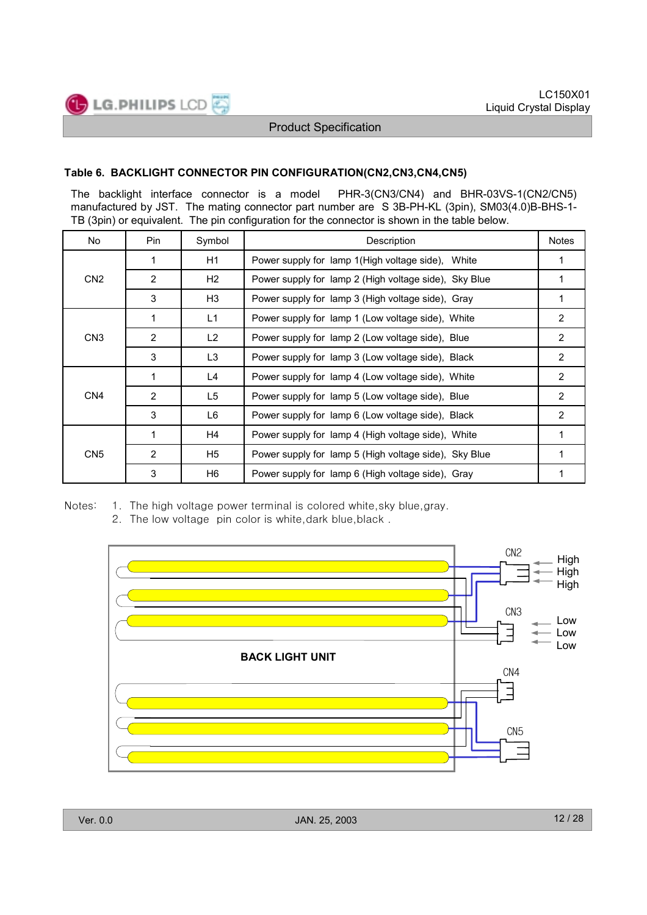### Table 6. BACKLIGHT CONNECTOR PIN CONFIGURATION(CN2,CN3,CN4,CN5)

The backlight interface connector is a model PHR-3(CN3/CN4) and BHR-03VS-1(CN2/CN5) manufactured by JST. The mating connector part number are S 3B-PH-KL (3pin), SM03(4.0)B-BHS-1-TB (3pin) or equivalent. The pin configuration for the connector is shown in the table below.

| No | Pin | Symbol | Description | Notes |
|---|---|---|---|---|
| CN2 | 1 | H1 | Power supply for lamp 1(High voltage side), White | 1 |
| | 2 | H2 | Power supply for lamp 2 (High voltage side), Sky Blue | 1 |
| | 3 | H3 | Power supply for lamp 3 (High voltage side), Gray | 1 |
| CN3 | 1 | L1 | Power supply for lamp 1 (Low voltage side), White | 2 |
| | 2 | L2 | Power supply for lamp 2 (Low voltage side), Blue | 2 |
| | 3 | L3 | Power supply for lamp 3 (Low voltage side), Black | 2 |
| CN4 | 1 | L4 | Power supply for lamp 4 (Low voltage side), White | 2 |
| | 2 | L5 | Power supply for lamp 5 (Low voltage side), Blue | 2 |
| | 3 | L6 | Power supply for lamp 6 (Low voltage side), Black | 2 |
| CN5 | 1 | H4 | Power supply for lamp 4 (High voltage side), White | 1 |
| | 2 | H5 | Power supply for lamp 5 (High voltage side), Sky Blue | 1 |
| | 3 | H6 | Power supply for lamp 6 (High voltage side), Gray | 1 |

Notes:
1. The high voltage power terminal is colored white, sky blue, gray.
2. The low voltage pin color is white, dark blue, black .

BACK LIGHT UNIT

CN2: High, High, High

CN3: Low, Low, Low

CN4

CN5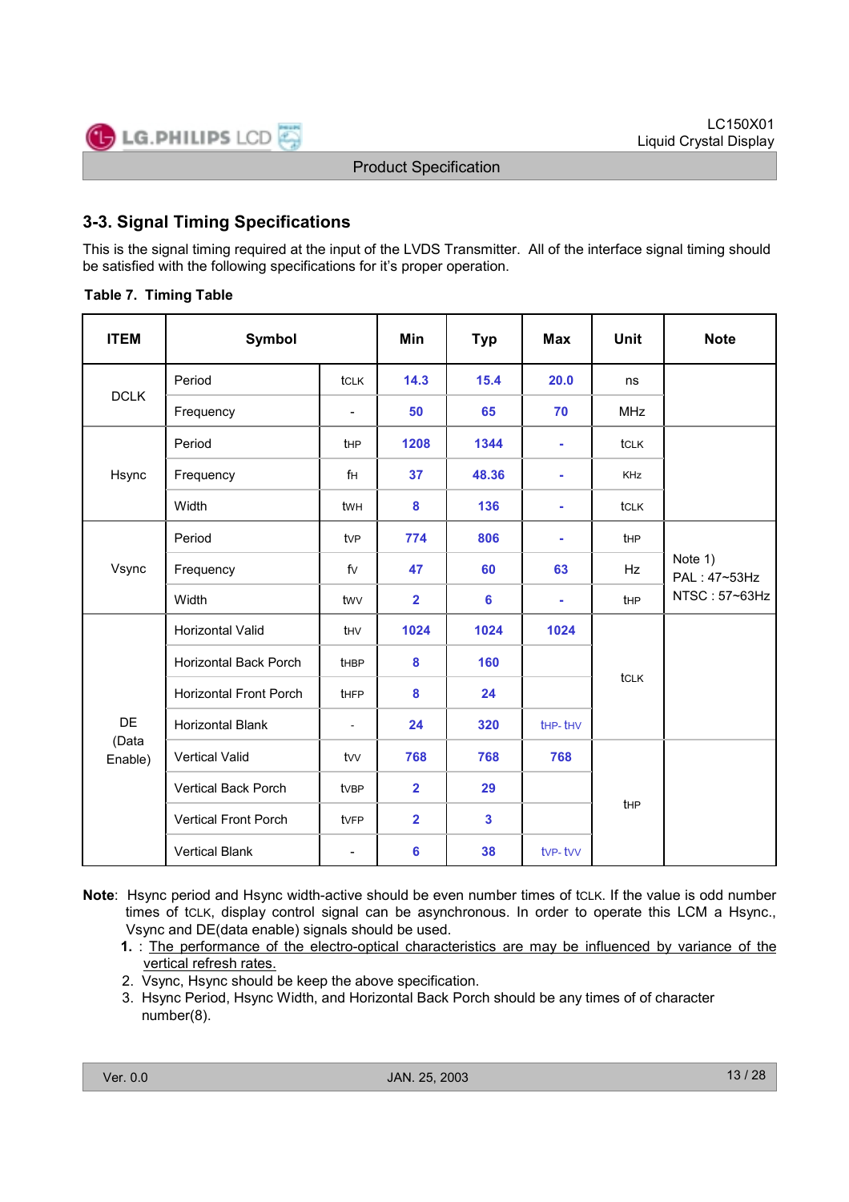## 3-3. Signal Timing Specifications

This is the signal timing required at the input of the LVDS Transmitter. All of the interface signal timing should be satisfied with the following specifications for it's proper operation.

**Table 7. Timing Table**

| ITEM | Symbol | | Min | Typ | Max | Unit | Note |
|---|---|---|---|---|---|---|---|
| DCLK | Period | tCLK | 14.3 | 15.4 | 20.0 | ns | |
| | Frequency | - | 50 | 65 | 70 | MHz | |
| Hsync | Period | tHP | 1208 | 1344 | - | tCLK | |
| | Frequency | fH | 37 | 48.36 | - | KHz | |
| | Width | tWH | 8 | 136 | - | tCLK | |
| Vsync | Period | tVP | 774 | 806 | - | tHP | Note 1) PAL : 47~53Hz NTSC : 57~63Hz |
| | Frequency | fV | 47 | 60 | 63 | Hz | |
| | Width | tWV | 2 | 6 | - | tHP | |
| DE (Data Enable) | Horizontal Valid | tHV | 1024 | 1024 | 1024 | tCLK | |
| | Horizontal Back Porch | tHBP | 8 | 160 | | | |
| | Horizontal Front Porch | tHFP | 8 | 24 | | | |
| | Horizontal Blank | - | 24 | 320 | tHP- tHV | | |
| | Vertical Valid | tVV | 768 | 768 | 768 | tHP | |
| | Vertical Back Porch | tVBP | 2 | 29 | | | |
| | Vertical Front Porch | tVFP | 2 | 3 | | | |
| | Vertical Blank | - | 6 | 38 | tVP- tVV | | |

**Note**: Hsync period and Hsync width-active should be even number times of tCLK. If the value is odd number times of tCLK, display control signal can be asynchronous. In order to operate this LCM a Hsync., Vsync and DE(data enable) signals should be used.

1. : The performance of the electro-optical characteristics are may be influenced by variance of the vertical refresh rates.
2. Vsync, Hsync should be keep the above specification.
3. Hsync Period, Hsync Width, and Horizontal Back Porch should be any times of of character number(8).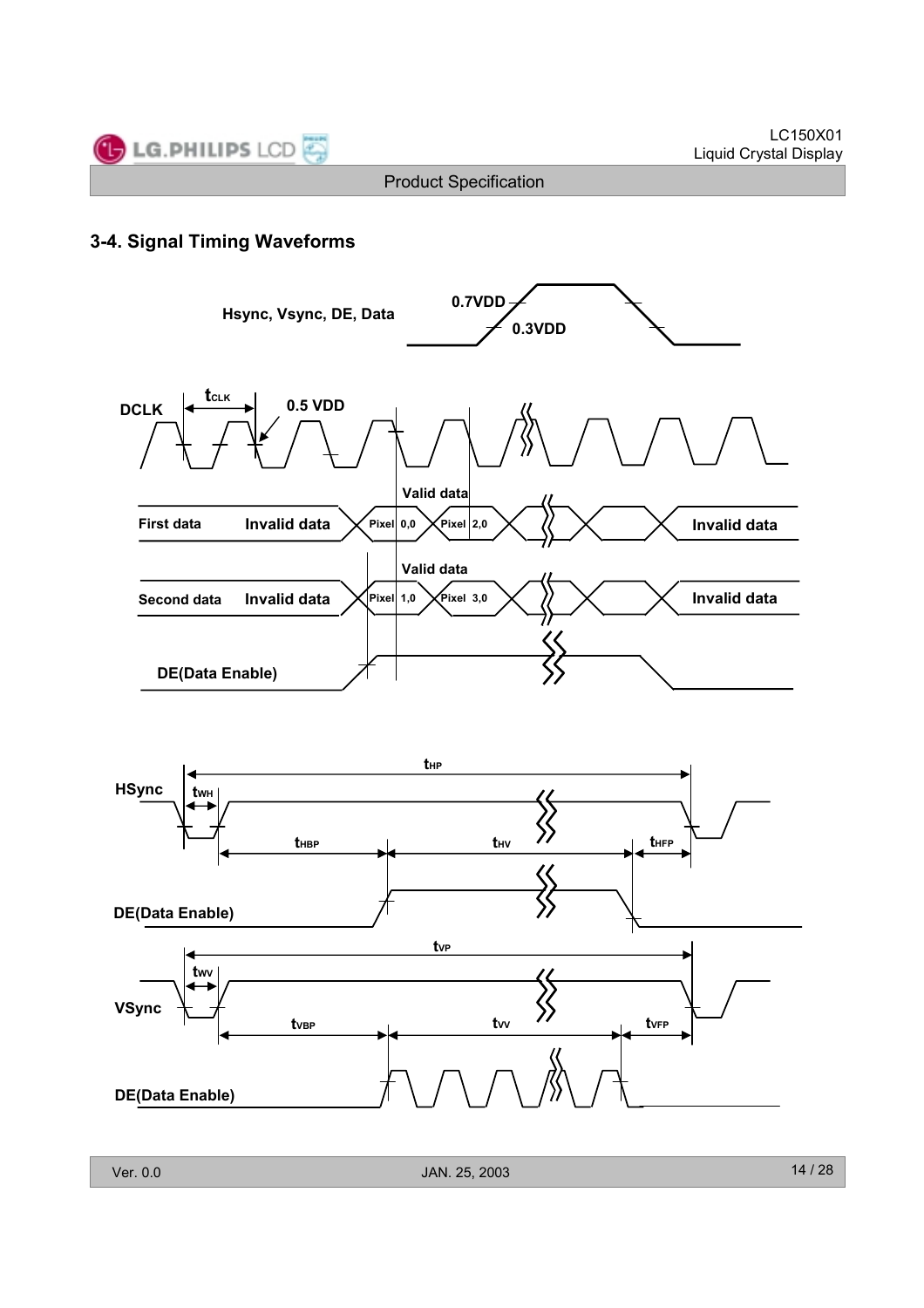## 3-4. Signal Timing Waveforms

Hsync, Vsync, DE, Data

0.7VDD

0.3VDD

DCLK

$t_{CLK}$

0.5 VDD

First data — Invalid data — Valid data (Pixel 0,0 / Pixel 2,0) — Invalid data

Second data — Invalid data — Valid data (Pixel 1,0 / Pixel 3,0) — Invalid data

DE(Data Enable)

HSync: $t_{HP}$, $t_{WH}$, $t_{HBP}$, $t_{HV}$, $t_{HFP}$

DE(Data Enable)

VSync: $t_{VP}$, $t_{WV}$, $t_{VBP}$, $t_{VV}$, $t_{VFP}$

DE(Data Enable)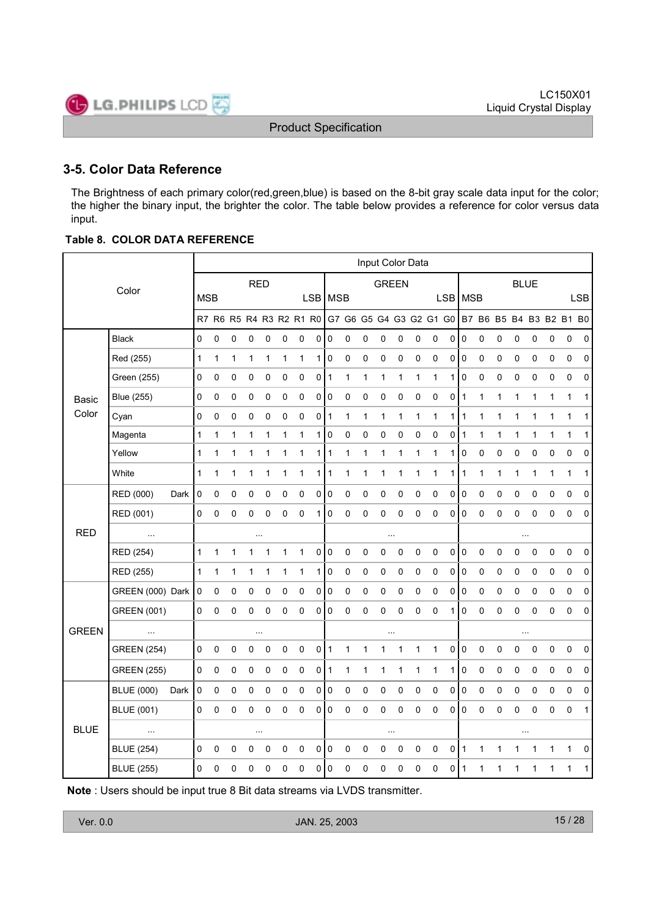## 3-5. Color Data Reference

The Brightness of each primary color(red,green,blue) is based on the 8-bit gray scale data input for the color; the higher the binary input, the brighter the color. The table below provides a reference for color versus data input.

**Table 8. COLOR DATA REFERENCE**

| Color | | Input Color Data | | | | | | | | | | | | | | | | | | | | | | | |
|---|---|---|---|---|---|---|---|---|---|---|---|---|---|---|---|---|---|---|---|---|---|---|---|---|---|
| | | RED | | | | | | | | GREEN | | | | | | | | BLUE | | | | | | | |
| | | MSB | | | | | | | LSB | MSB | | | | | | | LSB | MSB | | | | | | | LSB |
| | | R7 | R6 | R5 | R4 | R3 | R2 | R1 | R0 | G7 | G6 | G5 | G4 | G3 | G2 | G1 | G0 | B7 | B6 | B5 | B4 | B3 | B2 | B1 | B0 |
| Basic Color | Black | 0 | 0 | 0 | 0 | 0 | 0 | 0 | 0 | 0 | 0 | 0 | 0 | 0 | 0 | 0 | 0 | 0 | 0 | 0 | 0 | 0 | 0 | 0 | 0 |
| | Red (255) | 1 | 1 | 1 | 1 | 1 | 1 | 1 | 1 | 0 | 0 | 0 | 0 | 0 | 0 | 0 | 0 | 0 | 0 | 0 | 0 | 0 | 0 | 0 | 0 |
| | Green (255) | 0 | 0 | 0 | 0 | 0 | 0 | 0 | 0 | 1 | 1 | 1 | 1 | 1 | 1 | 1 | 1 | 0 | 0 | 0 | 0 | 0 | 0 | 0 | 0 |
| | Blue (255) | 0 | 0 | 0 | 0 | 0 | 0 | 0 | 0 | 0 | 0 | 0 | 0 | 0 | 0 | 0 | 0 | 1 | 1 | 1 | 1 | 1 | 1 | 1 | 1 |
| | Cyan | 0 | 0 | 0 | 0 | 0 | 0 | 0 | 0 | 1 | 1 | 1 | 1 | 1 | 1 | 1 | 1 | 1 | 1 | 1 | 1 | 1 | 1 | 1 | 1 |
| | Magenta | 1 | 1 | 1 | 1 | 1 | 1 | 1 | 1 | 0 | 0 | 0 | 0 | 0 | 0 | 0 | 0 | 1 | 1 | 1 | 1 | 1 | 1 | 1 | 1 |
| | Yellow | 1 | 1 | 1 | 1 | 1 | 1 | 1 | 1 | 1 | 1 | 1 | 1 | 1 | 1 | 1 | 1 | 0 | 0 | 0 | 0 | 0 | 0 | 0 | 0 |
| | White | 1 | 1 | 1 | 1 | 1 | 1 | 1 | 1 | 1 | 1 | 1 | 1 | 1 | 1 | 1 | 1 | 1 | 1 | 1 | 1 | 1 | 1 | 1 | 1 |
| RED | RED (000) Dark | 0 | 0 | 0 | 0 | 0 | 0 | 0 | 0 | 0 | 0 | 0 | 0 | 0 | 0 | 0 | 0 | 0 | 0 | 0 | 0 | 0 | 0 | 0 | 0 |
| | RED (001) | 0 | 0 | 0 | 0 | 0 | 0 | 0 | 1 | 0 | 0 | 0 | 0 | 0 | 0 | 0 | 0 | 0 | 0 | 0 | 0 | 0 | 0 | 0 | 0 |
| | ... | ... | | | | | | | | ... | | | | | | | | ... | | | | | | | |
| | RED (254) | 1 | 1 | 1 | 1 | 1 | 1 | 1 | 0 | 0 | 0 | 0 | 0 | 0 | 0 | 0 | 0 | 0 | 0 | 0 | 0 | 0 | 0 | 0 | 0 |
| | RED (255) | 1 | 1 | 1 | 1 | 1 | 1 | 1 | 1 | 0 | 0 | 0 | 0 | 0 | 0 | 0 | 0 | 0 | 0 | 0 | 0 | 0 | 0 | 0 | 0 |
| GREEN | GREEN (000) Dark | 0 | 0 | 0 | 0 | 0 | 0 | 0 | 0 | 0 | 0 | 0 | 0 | 0 | 0 | 0 | 0 | 0 | 0 | 0 | 0 | 0 | 0 | 0 | 0 |
| | GREEN (001) | 0 | 0 | 0 | 0 | 0 | 0 | 0 | 0 | 0 | 0 | 0 | 0 | 0 | 0 | 0 | 1 | 0 | 0 | 0 | 0 | 0 | 0 | 0 | 0 |
| | ... | ... | | | | | | | | ... | | | | | | | | ... | | | | | | | |
| | GREEN (254) | 0 | 0 | 0 | 0 | 0 | 0 | 0 | 0 | 1 | 1 | 1 | 1 | 1 | 1 | 1 | 0 | 0 | 0 | 0 | 0 | 0 | 0 | 0 | 0 |
| | GREEN (255) | 0 | 0 | 0 | 0 | 0 | 0 | 0 | 0 | 1 | 1 | 1 | 1 | 1 | 1 | 1 | 1 | 0 | 0 | 0 | 0 | 0 | 0 | 0 | 0 |
| BLUE | BLUE (000) Dark | 0 | 0 | 0 | 0 | 0 | 0 | 0 | 0 | 0 | 0 | 0 | 0 | 0 | 0 | 0 | 0 | 0 | 0 | 0 | 0 | 0 | 0 | 0 | 0 |
| | BLUE (001) | 0 | 0 | 0 | 0 | 0 | 0 | 0 | 0 | 0 | 0 | 0 | 0 | 0 | 0 | 0 | 0 | 0 | 0 | 0 | 0 | 0 | 0 | 0 | 1 |
| | ... | ... | | | | | | | | ... | | | | | | | | ... | | | | | | | |
| | BLUE (254) | 0 | 0 | 0 | 0 | 0 | 0 | 0 | 0 | 0 | 0 | 0 | 0 | 0 | 0 | 0 | 0 | 1 | 1 | 1 | 1 | 1 | 1 | 1 | 0 |
| | BLUE (255) | 0 | 0 | 0 | 0 | 0 | 0 | 0 | 0 | 0 | 0 | 0 | 0 | 0 | 0 | 0 | 0 | 1 | 1 | 1 | 1 | 1 | 1 | 1 | 1 |

**Note** : Users should be input true 8 Bit data streams via LVDS transmitter.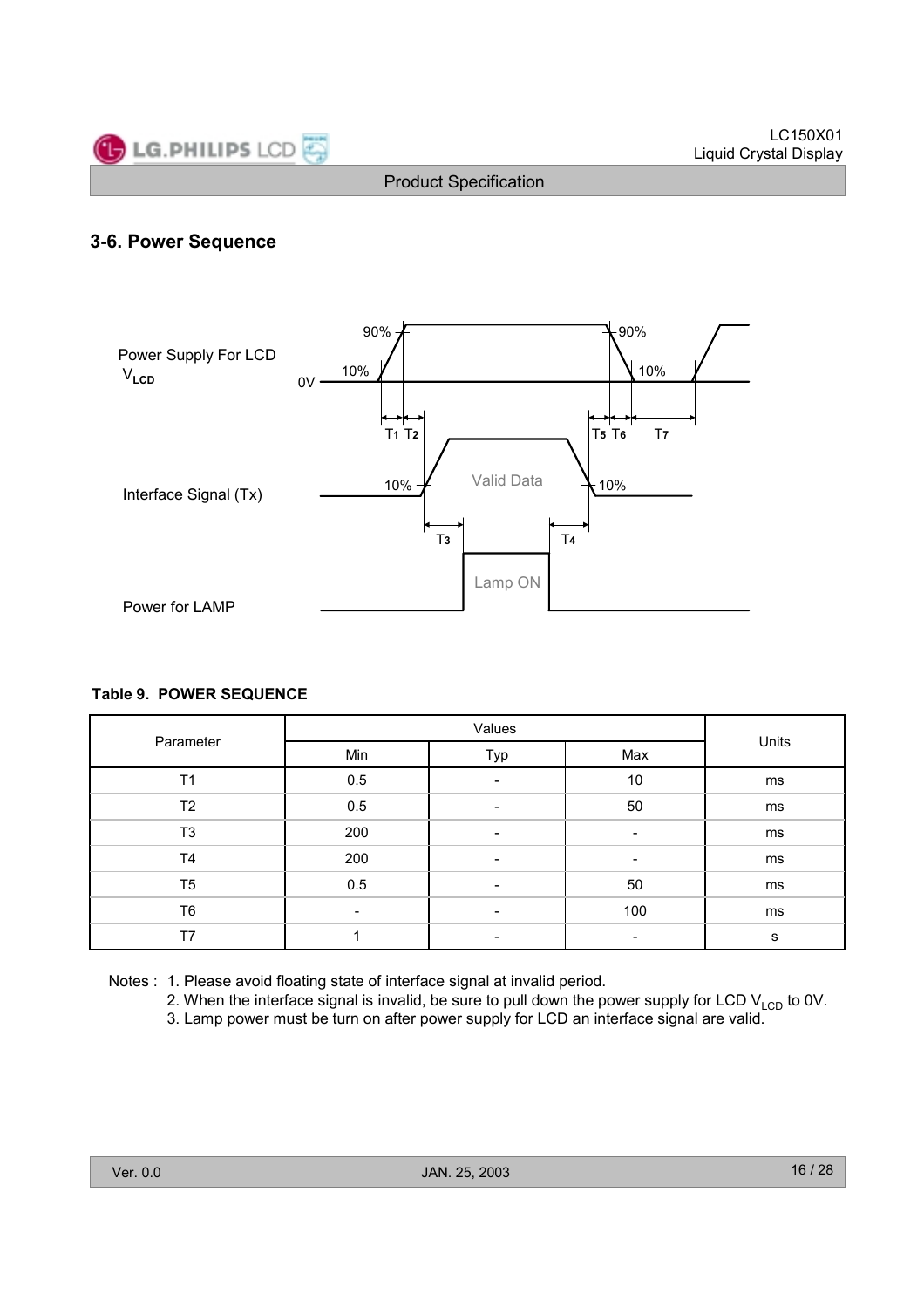## 3-6. Power Sequence

**Table 9. POWER SEQUENCE**

| Parameter | Values | | | Units |
|---|---|---|---|---|
| | Min | Typ | Max | |
| T1 | 0.5 | - | 10 | ms |
| T2 | 0.5 | - | 50 | ms |
| T3 | 200 | - | - | ms |
| T4 | 200 | - | - | ms |
| T5 | 0.5 | - | 50 | ms |
| T6 | - | - | 100 | ms |
| T7 | 1 | - | - | s |

Notes :
1. Please avoid floating state of interface signal at invalid period.
2. When the interface signal is invalid, be sure to pull down the power supply for LCD $V_{LCD}$ to 0V.
3. Lamp power must be turn on after power supply for LCD an interface signal are valid.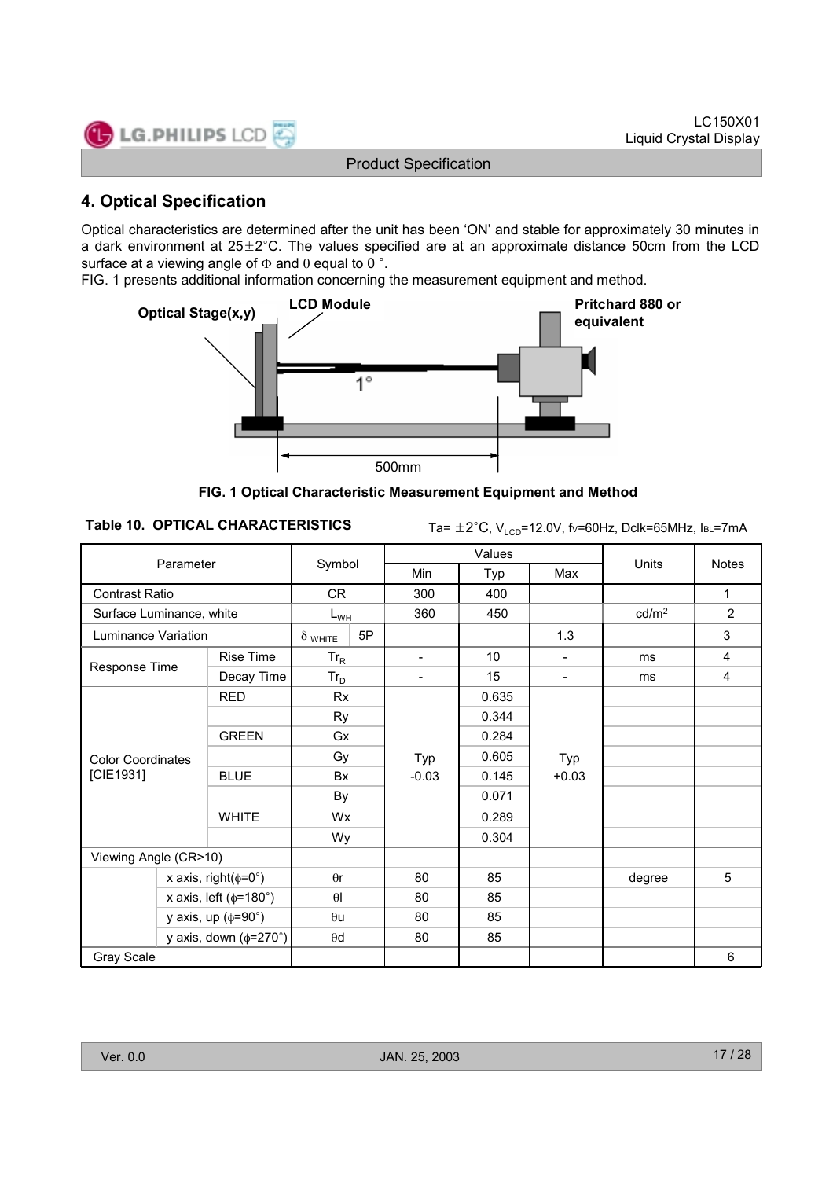## 4. Optical Specification

Optical characteristics are determined after the unit has been 'ON' and stable for approximately 30 minutes in a dark environment at 25±2°C. The values specified are at an approximate distance 50cm from the LCD surface at a viewing angle of Φ and θ equal to 0 °.

FIG. 1 presents additional information concerning the measurement equipment and method.

Optical Stage(x,y)

LCD Module

Pritchard 880 or equivalent

1°

500mm

**FIG. 1 Optical Characteristic Measurement Equipment and Method**

**Table 10. OPTICAL CHARACTERISTICS**

Ta= ±2°C, $V_{LCD}$=12.0V, fv=60Hz, Dclk=65MHz, $I_{BL}$=7mA

| Parameter | | Symbol | | Values | | | Units | Notes |
|---|---|---|---|---|---|---|---|---|
| | | | | Min | Typ | Max | | |
| Contrast Ratio | | CR | | 300 | 400 | | | 1 |
| Surface Luminance, white | | $L_{WH}$ | | 360 | 450 | | cd/m² | 2 |
| Luminance Variation | | $\delta_{WHITE}$ | 5P | | | 1.3 | | 3 |
| Response Time | Rise Time | $Tr_R$ | | - | 10 | - | ms | 4 |
| | Decay Time | $Tr_D$ | | - | 15 | - | ms | 4 |
| Color Coordinates [CIE1931] | RED | Rx | | Typ -0.03 | 0.635 | Typ +0.03 | | |
| | | Ry | | | 0.344 | | | |
| | GREEN | Gx | | | 0.284 | | | |
| | | Gy | | | 0.605 | | | |
| | BLUE | Bx | | | 0.145 | | | |
| | | By | | | 0.071 | | | |
| | WHITE | Wx | | | 0.289 | | | |
| | | Wy | | | 0.304 | | | |
| Viewing Angle (CR>10) | | | | | | | | |
| | x axis, right(φ=0°) | θr | | 80 | 85 | | degree | 5 |
| | x axis, left (φ=180°) | θl | | 80 | 85 | | | |
| | y axis, up (φ=90°) | θu | | 80 | 85 | | | |
| | y axis, down (φ=270°) | θd | | 80 | 85 | | | |
| Gray Scale | | | | | | | | 6 |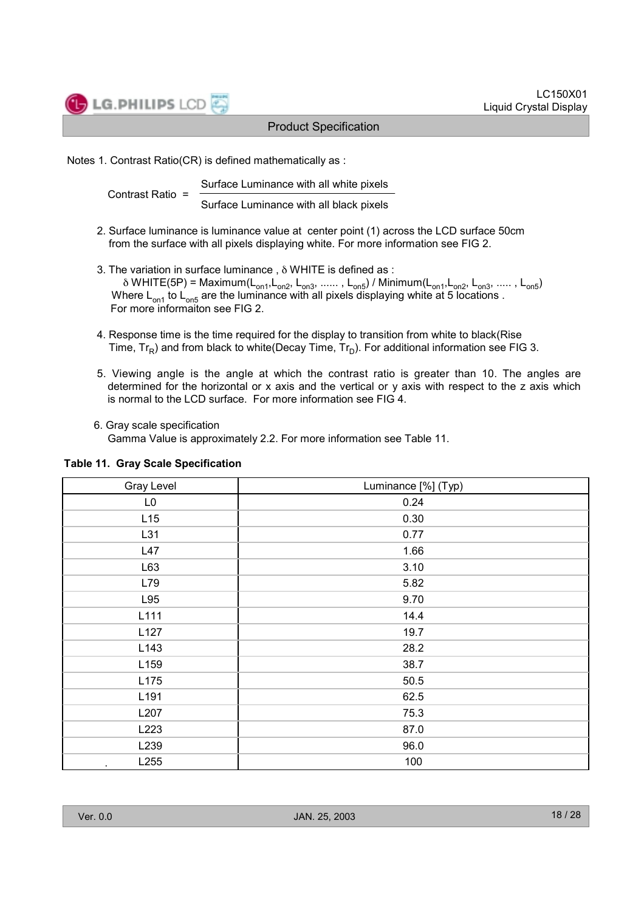Notes 1. Contrast Ratio(CR) is defined mathematically as :

$$\text{Contrast Ratio} = \frac{\text{Surface Luminance with all white pixels}}{\text{Surface Luminance with all black pixels}}$$

2. Surface luminance is luminance value at center point (1) across the LCD surface 50cm from the surface with all pixels displaying white. For more information see FIG 2.

3. The variation in surface luminance , $\delta$ WHITE is defined as :
   $\delta$ WHITE(5P) = Maximum($L_{on1}$,$L_{on2}$, $L_{on3}$, ...... , $L_{on5}$) / Minimum($L_{on1}$,$L_{on2}$, $L_{on3}$, ..... , $L_{on5}$)
   Where $L_{on1}$ to $L_{on5}$ are the luminance with all pixels displaying white at 5 locations .
   For more informaiton see FIG 2.

4. Response time is the time required for the display to transition from white to black(Rise Time, $Tr_R$) and from black to white(Decay Time, $Tr_D$). For additional information see FIG 3.

5. Viewing angle is the angle at which the contrast ratio is greater than 10. The angles are determined for the horizontal or x axis and the vertical or y axis with respect to the z axis which is normal to the LCD surface. For more information see FIG 4.

6. Gray scale specification
   Gamma Value is approximately 2.2. For more information see Table 11.

**Table 11. Gray Scale Specification**

| Gray Level | Luminance [%] (Typ) |
|---|---|
| L0 | 0.24 |
| L15 | 0.30 |
| L31 | 0.77 |
| L47 | 1.66 |
| L63 | 3.10 |
| L79 | 5.82 |
| L95 | 9.70 |
| L111 | 14.4 |
| L127 | 19.7 |
| L143 | 28.2 |
| L159 | 38.7 |
| L175 | 50.5 |
| L191 | 62.5 |
| L207 | 75.3 |
| L223 | 87.0 |
| L239 | 96.0 |
| L255 | 100 |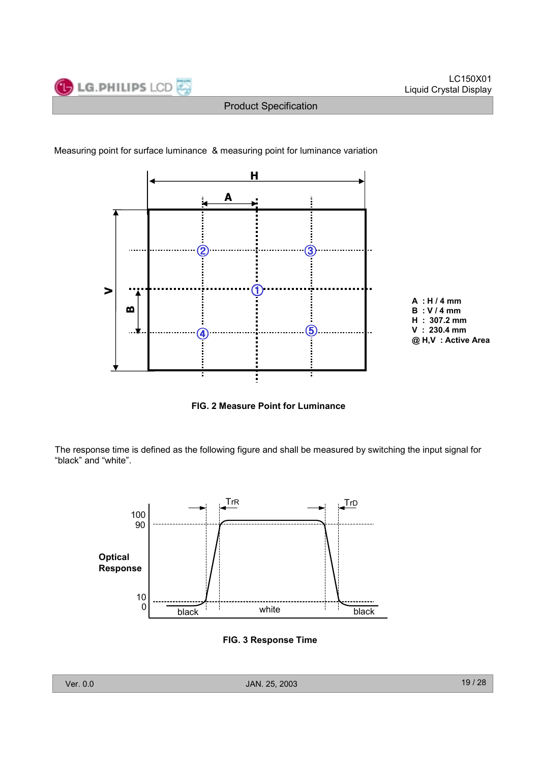Measuring point for surface luminance & measuring point for luminance variation

A : H / 4 mm
B : V / 4 mm
H : 307.2 mm
V : 230.4 mm
@ H,V : Active Area

**FIG. 2 Measure Point for Luminance**

The response time is defined as the following figure and shall be measured by switching the input signal for "black" and "white".

**FIG. 3 Response Time**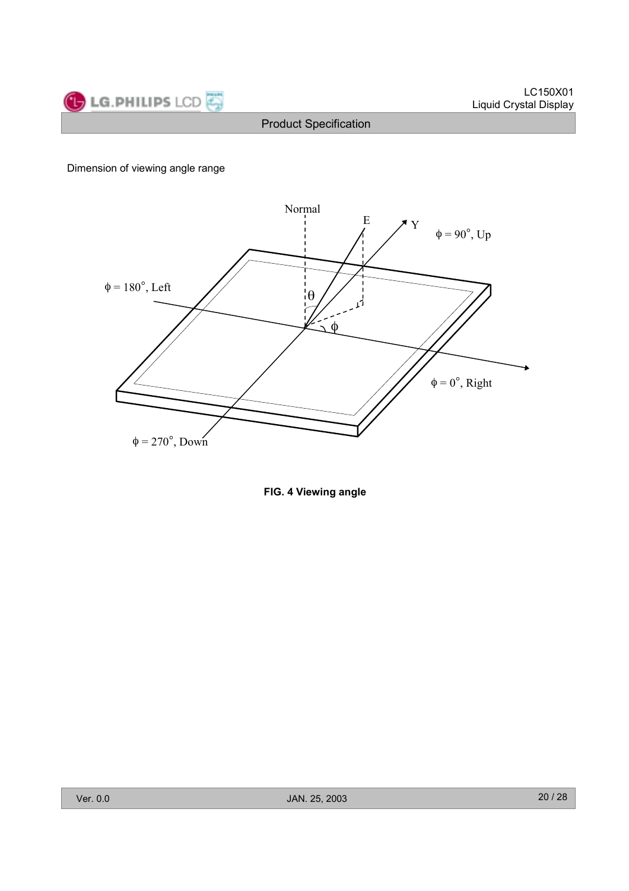Dimension of viewing angle range

**FIG. 4 Viewing angle**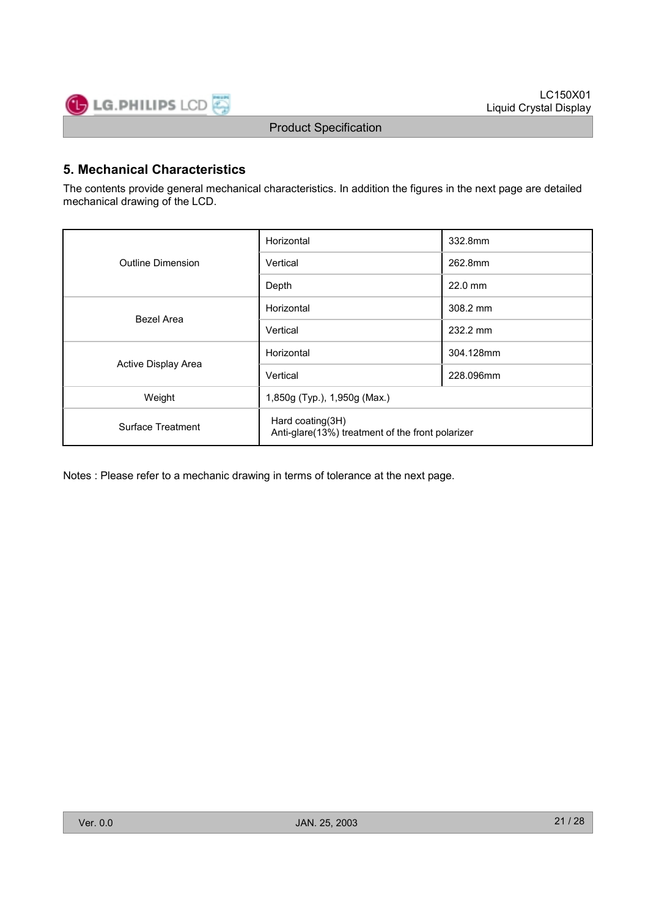## 5. Mechanical Characteristics

The contents provide general mechanical characteristics. In addition the figures in the next page are detailed mechanical drawing of the LCD.

| | | |
|---|---|---|
| Outline Dimension | Horizontal | 332.8mm |
| | Vertical | 262.8mm |
| | Depth | 22.0 mm |
| Bezel Area | Horizontal | 308.2 mm |
| | Vertical | 232.2 mm |
| Active Display Area | Horizontal | 304.128mm |
| | Vertical | 228.096mm |
| Weight | 1,850g (Typ.), 1,950g (Max.) | |
| Surface Treatment | Hard coating(3H)<br>Anti-glare(13%) treatment of the front polarizer | |

Notes : Please refer to a mechanic drawing in terms of tolerance at the next page.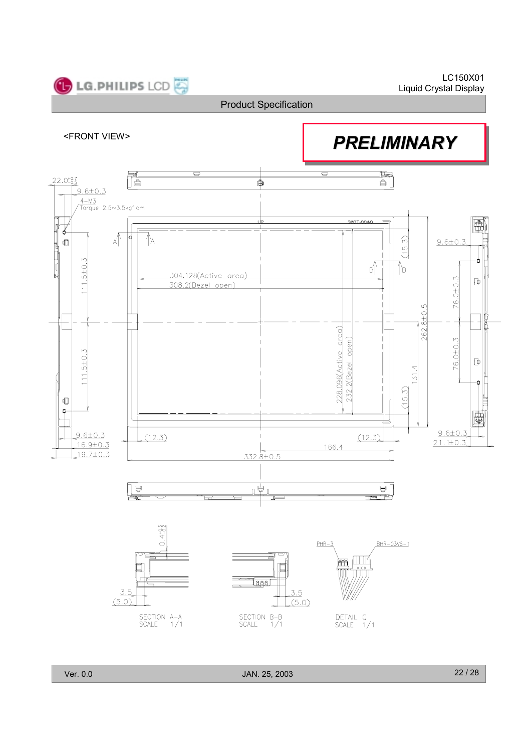<FRONT VIEW>

***PRELIMINARY***

22.0 +0.7/-0.5
9.6±0.3
4-M3
Torque 2.5~3.5kgf.cm

111.5±0.3
111.5±0.3

304.128(Active area)
308.2(Bezel open)

(15.3)
(15.3)
262.8±0.5
131.4
228.096(Active area)
232.2(Bezel open)

9.6±0.3
76.0±0.3
76.0±0.3
9.6±0.3
21.1±0.3

9.6±0.3
16.9±0.3
19.7±0.3

(12.3)
(12.3)
166.4
332.8±0.5

0.4 +0.3/-0.2
3.5
(5.0)
SECTION A-A
SCALE 1/1

3.5
(5.0)
SECTION B-B
SCALE 1/1

PHR-3
BHR-03VS-1
DETAIL C
SCALE 1/1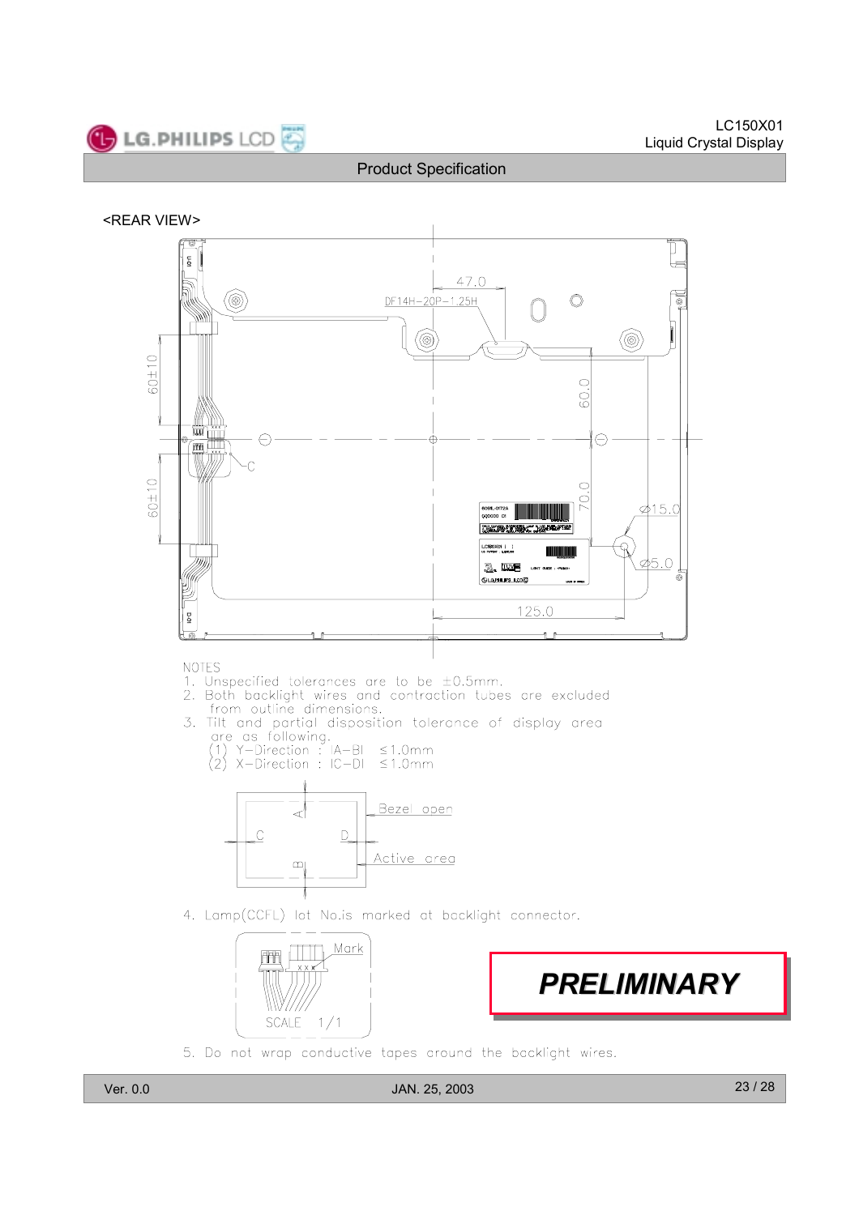<REAR VIEW>

NOTES

1. Unspecified tolerances are to be ±0.5mm.
2. Both backlight wires and contraction tubes are excluded from outline dimensions.
3. Tilt and partial disposition tolerance of display area are as following.
   (1) Y-Direction : |A−B| ≤1.0mm
   (2) X-Direction : |C−D| ≤1.0mm
4. Lamp(CCFL) lot No.is marked at backlight connector.
5. Do not wrap conductive tapes around the backlight wires.

**PRELIMINARY**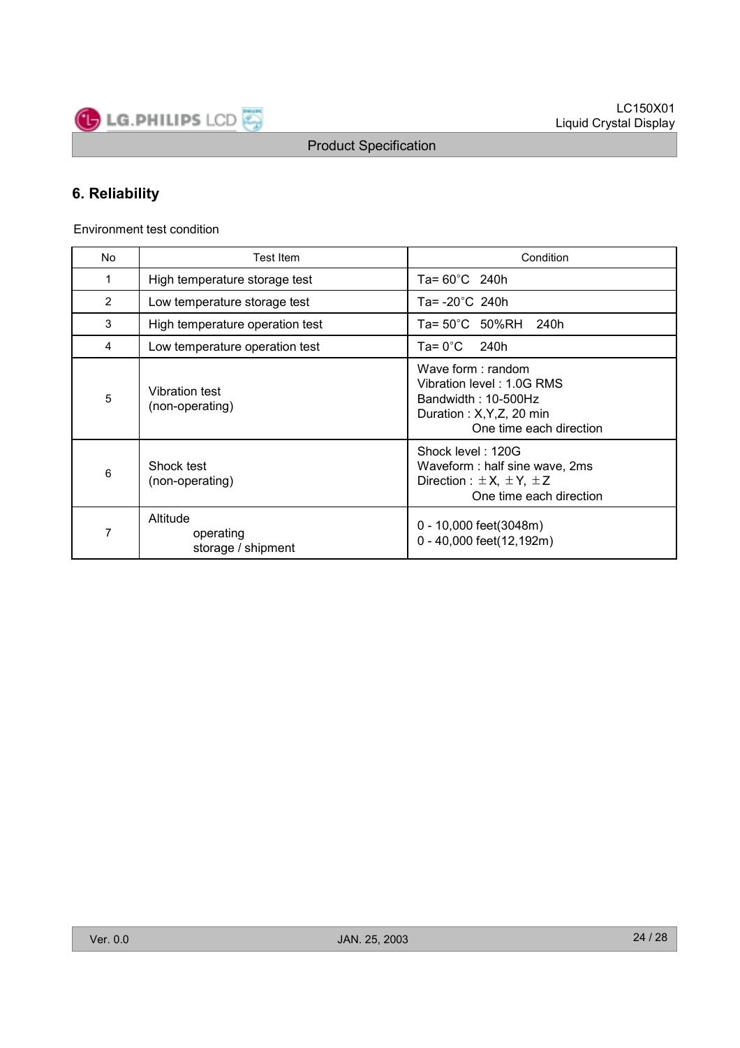## 6. Reliability

Environment test condition

| No | Test Item | Condition |
|---|---|---|
| 1 | High temperature storage test | Ta= 60°C 240h |
| 2 | Low temperature storage test | Ta= -20°C 240h |
| 3 | High temperature operation test | Ta= 50°C 50%RH 240h |
| 4 | Low temperature operation test | Ta= 0°C 240h |
| 5 | Vibration test<br>(non-operating) | Wave form : random<br>Vibration level : 1.0G RMS<br>Bandwidth : 10-500Hz<br>Duration : X,Y,Z, 20 min<br>One time each direction |
| 6 | Shock test<br>(non-operating) | Shock level : 120G<br>Waveform : half sine wave, 2ms<br>Direction : ±X, ±Y, ±Z<br>One time each direction |
| 7 | Altitude<br>operating<br>storage / shipment | <br>0 - 10,000 feet(3048m)<br>0 - 40,000 feet(12,192m) |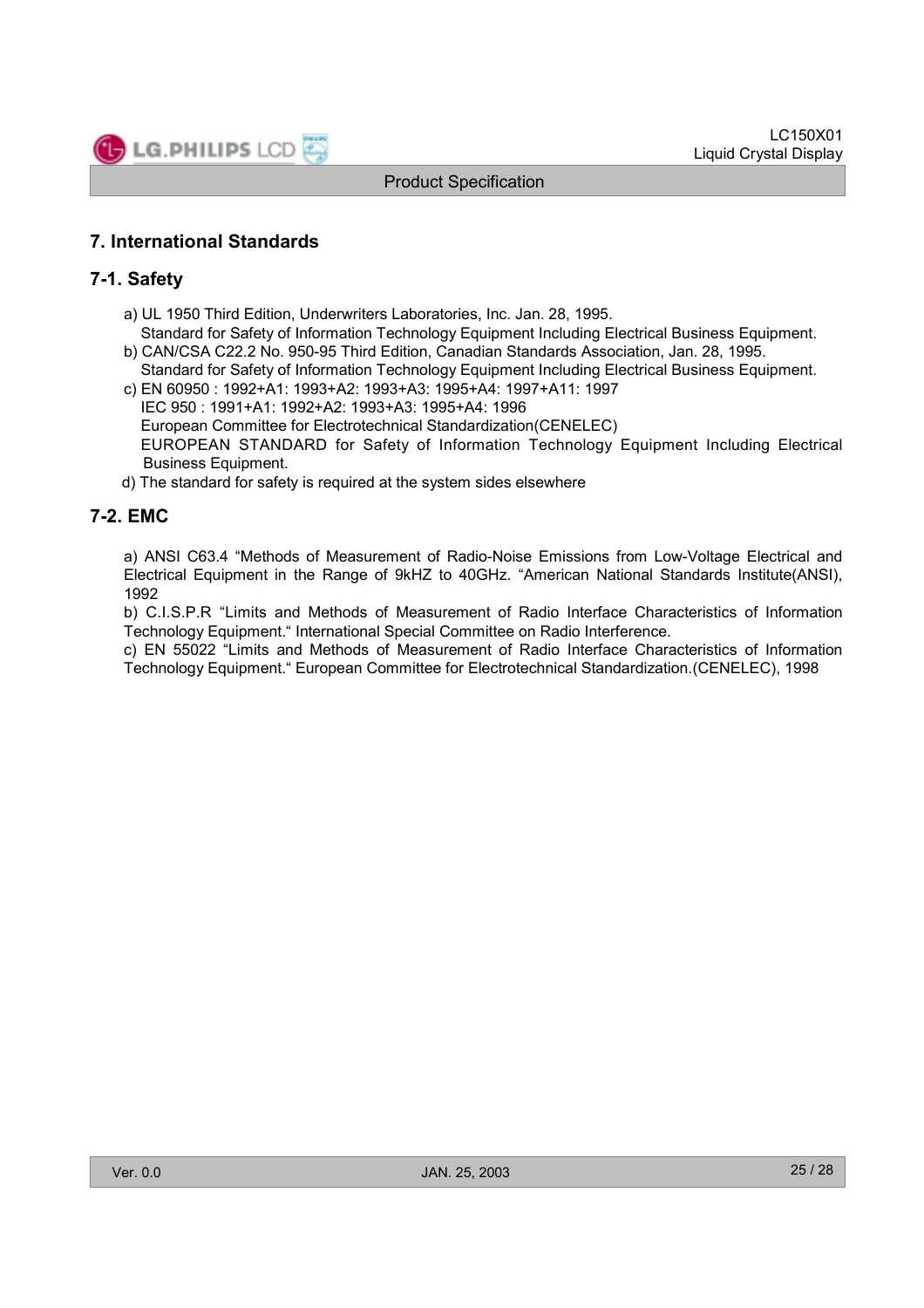## 7. International Standards

### 7-1. Safety

a) UL 1950 Third Edition, Underwriters Laboratories, Inc. Jan. 28, 1995.
   Standard for Safety of Information Technology Equipment Including Electrical Business Equipment.
b) CAN/CSA C22.2 No. 950-95 Third Edition, Canadian Standards Association, Jan. 28, 1995.
   Standard for Safety of Information Technology Equipment Including Electrical Business Equipment.
c) EN 60950 : 1992+A1: 1993+A2: 1993+A3: 1995+A4: 1997+A11: 1997
   IEC 950 : 1991+A1: 1992+A2: 1993+A3: 1995+A4: 1996
   European Committee for Electrotechnical Standardization(CENELEC)
   EUROPEAN STANDARD for Safety of Information Technology Equipment Including Electrical Business Equipment.
d) The standard for safety is required at the system sides elsewhere

### 7-2. EMC

a) ANSI C63.4 "Methods of Measurement of Radio-Noise Emissions from Low-Voltage Electrical and Electrical Equipment in the Range of 9kHZ to 40GHz. "American National Standards Institute(ANSI), 1992

b) C.I.S.P.R "Limits and Methods of Measurement of Radio Interface Characteristics of Information Technology Equipment." International Special Committee on Radio Interference.

c) EN 55022 "Limits and Methods of Measurement of Radio Interface Characteristics of Information Technology Equipment." European Committee for Electrotechnical Standardization.(CENELEC), 1998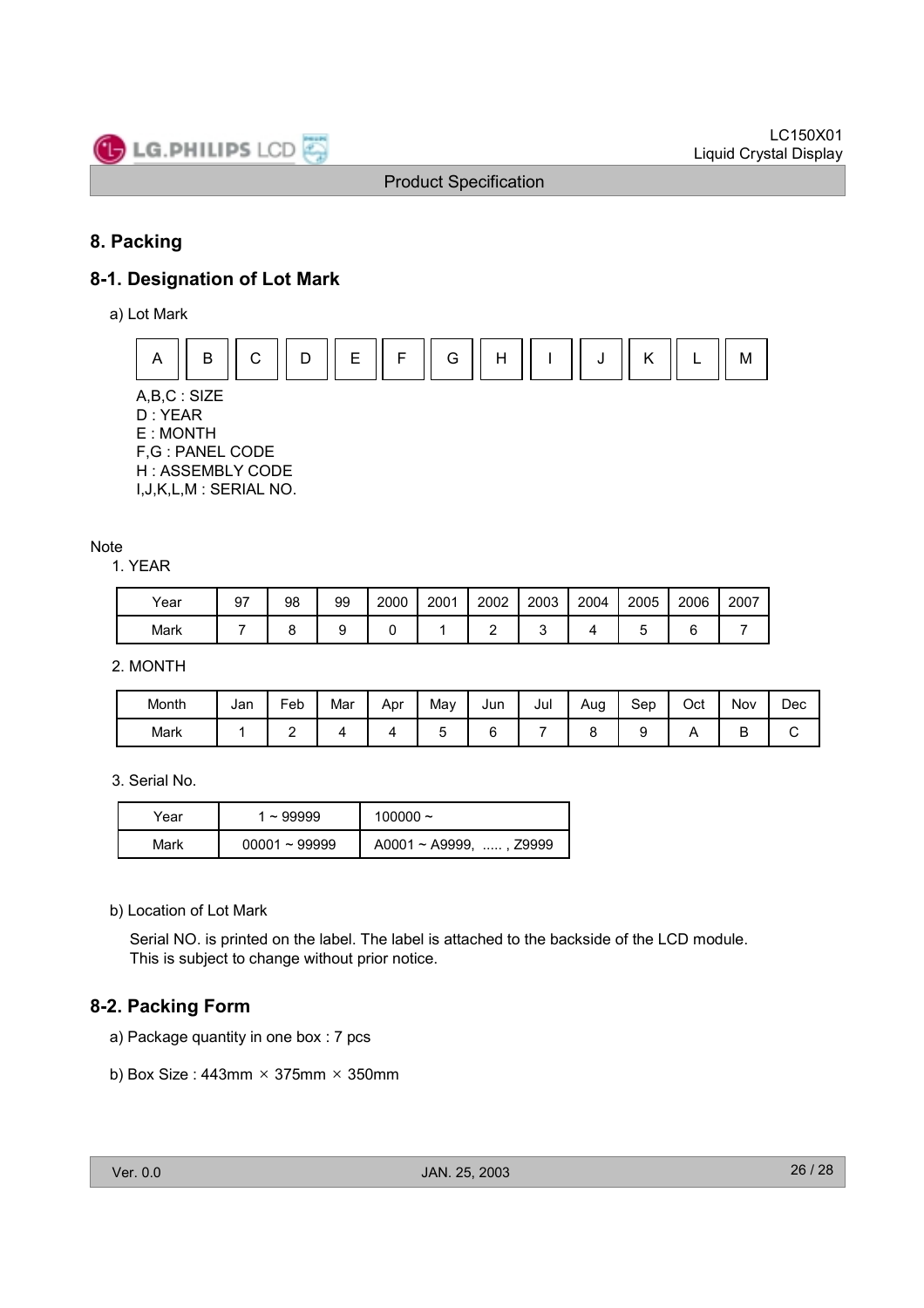## 8. Packing

### 8-1. Designation of Lot Mark

a) Lot Mark

| A | B | C | D | E | F | G | H | I | J | K | L | M |
|---|---|---|---|---|---|---|---|---|---|---|---|---|

A,B,C : SIZE
D : YEAR
E : MONTH
F,G : PANEL CODE
H : ASSEMBLY CODE
I,J,K,L,M : SERIAL NO.

Note

1. YEAR

| Year | 97 | 98 | 99 | 2000 | 2001 | 2002 | 2003 | 2004 | 2005 | 2006 | 2007 |
|---|---|---|---|---|---|---|---|---|---|---|---|
| Mark | 7 | 8 | 9 | 0 | 1 | 2 | 3 | 4 | 5 | 6 | 7 |

2. MONTH

| Month | Jan | Feb | Mar | Apr | May | Jun | Jul | Aug | Sep | Oct | Nov | Dec |
|---|---|---|---|---|---|---|---|---|---|---|---|---|
| Mark | 1 | 2 | 4 | 4 | 5 | 6 | 7 | 8 | 9 | A | B | C |

3. Serial No.

| Year | 1 ~ 99999 | 100000 ~ |
|---|---|---|
| Mark | 00001 ~ 99999 | A0001 ~ A9999, ..... , Z9999 |

b) Location of Lot Mark

Serial NO. is printed on the label. The label is attached to the backside of the LCD module.
This is subject to change without prior notice.

### 8-2. Packing Form

a) Package quantity in one box : 7 pcs

b) Box Size : 443mm × 375mm × 350mm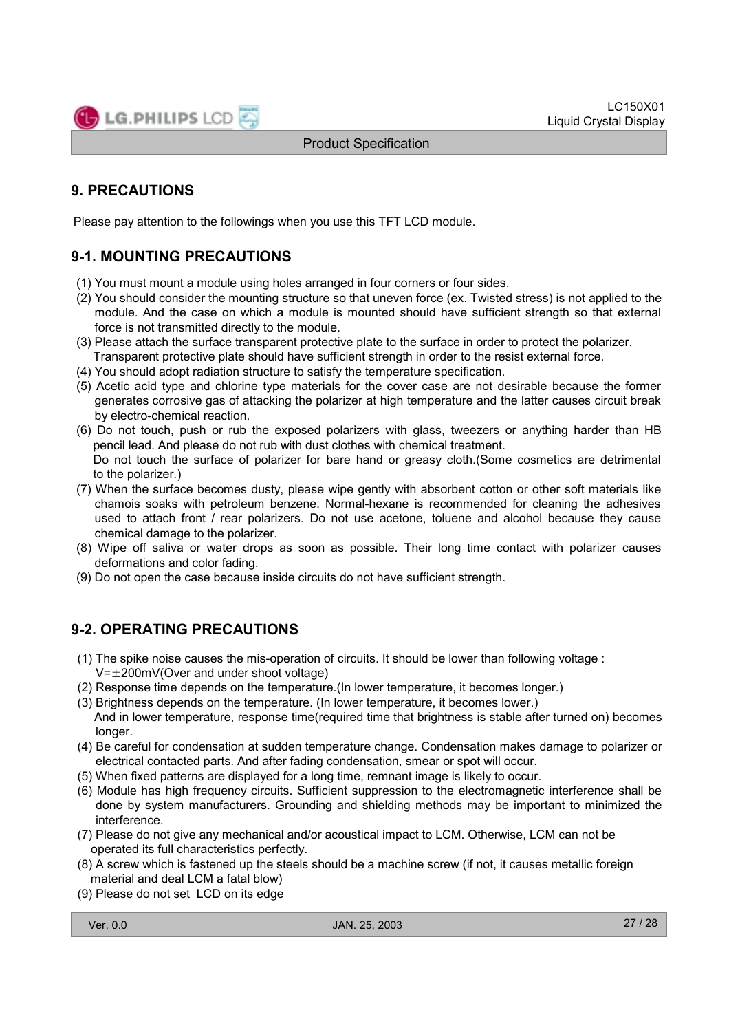## 9. PRECAUTIONS

Please pay attention to the followings when you use this TFT LCD module.

### 9-1. MOUNTING PRECAUTIONS

(1) You must mount a module using holes arranged in four corners or four sides.
(2) You should consider the mounting structure so that uneven force (ex. Twisted stress) is not applied to the module. And the case on which a module is mounted should have sufficient strength so that external force is not transmitted directly to the module.
(3) Please attach the surface transparent protective plate to the surface in order to protect the polarizer. Transparent protective plate should have sufficient strength in order to the resist external force.
(4) You should adopt radiation structure to satisfy the temperature specification.
(5) Acetic acid type and chlorine type materials for the cover case are not desirable because the former generates corrosive gas of attacking the polarizer at high temperature and the latter causes circuit break by electro-chemical reaction.
(6) Do not touch, push or rub the exposed polarizers with glass, tweezers or anything harder than HB pencil lead. And please do not rub with dust clothes with chemical treatment.
Do not touch the surface of polarizer for bare hand or greasy cloth.(Some cosmetics are detrimental to the polarizer.)
(7) When the surface becomes dusty, please wipe gently with absorbent cotton or other soft materials like chamois soaks with petroleum benzene. Normal-hexane is recommended for cleaning the adhesives used to attach front / rear polarizers. Do not use acetone, toluene and alcohol because they cause chemical damage to the polarizer.
(8) Wipe off saliva or water drops as soon as possible. Their long time contact with polarizer causes deformations and color fading.
(9) Do not open the case because inside circuits do not have sufficient strength.

### 9-2. OPERATING PRECAUTIONS

(1) The spike noise causes the mis-operation of circuits. It should be lower than following voltage :
$V = \pm 200mV$(Over and under shoot voltage)
(2) Response time depends on the temperature.(In lower temperature, it becomes longer.)
(3) Brightness depends on the temperature. (In lower temperature, it becomes lower.)
And in lower temperature, response time(required time that brightness is stable after turned on) becomes longer.
(4) Be careful for condensation at sudden temperature change. Condensation makes damage to polarizer or electrical contacted parts. And after fading condensation, smear or spot will occur.
(5) When fixed patterns are displayed for a long time, remnant image is likely to occur.
(6) Module has high frequency circuits. Sufficient suppression to the electromagnetic interference shall be done by system manufacturers. Grounding and shielding methods may be important to minimized the interference.
(7) Please do not give any mechanical and/or acoustical impact to LCM. Otherwise, LCM can not be operated its full characteristics perfectly.
(8) A screw which is fastened up the steels should be a machine screw (if not, it causes metallic foreign material and deal LCM a fatal blow)
(9) Please do not set LCD on its edge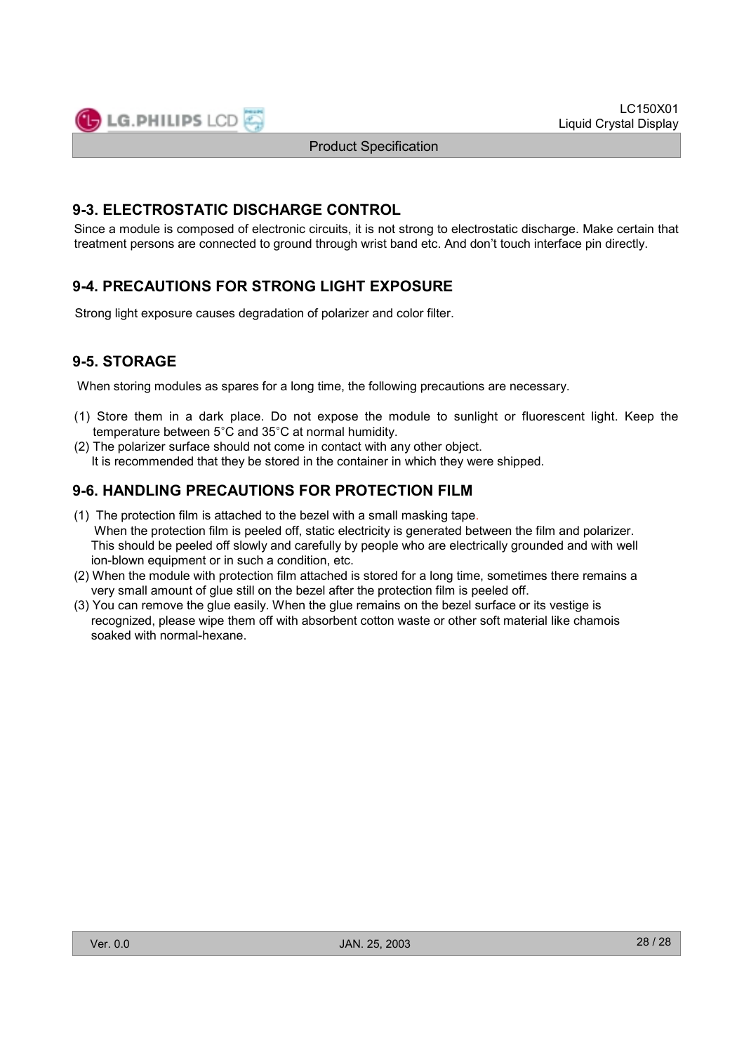## 9-3. ELECTROSTATIC DISCHARGE CONTROL

Since a module is composed of electronic circuits, it is not strong to electrostatic discharge. Make certain that treatment persons are connected to ground through wrist band etc. And don't touch interface pin directly.

## 9-4. PRECAUTIONS FOR STRONG LIGHT EXPOSURE

Strong light exposure causes degradation of polarizer and color filter.

## 9-5. STORAGE

When storing modules as spares for a long time, the following precautions are necessary.

(1) Store them in a dark place. Do not expose the module to sunlight or fluorescent light. Keep the temperature between 5°C and 35°C at normal humidity.

(2) The polarizer surface should not come in contact with any other object.
It is recommended that they be stored in the container in which they were shipped.

## 9-6. HANDLING PRECAUTIONS FOR PROTECTION FILM

(1) The protection film is attached to the bezel with a small masking tape.
When the protection film is peeled off, static electricity is generated between the film and polarizer. This should be peeled off slowly and carefully by people who are electrically grounded and with well ion-blown equipment or in such a condition, etc.

(2) When the module with protection film attached is stored for a long time, sometimes there remains a very small amount of glue still on the bezel after the protection film is peeled off.

(3) You can remove the glue easily. When the glue remains on the bezel surface or its vestige is recognized, please wipe them off with absorbent cotton waste or other soft material like chamois soaked with normal-hexane.